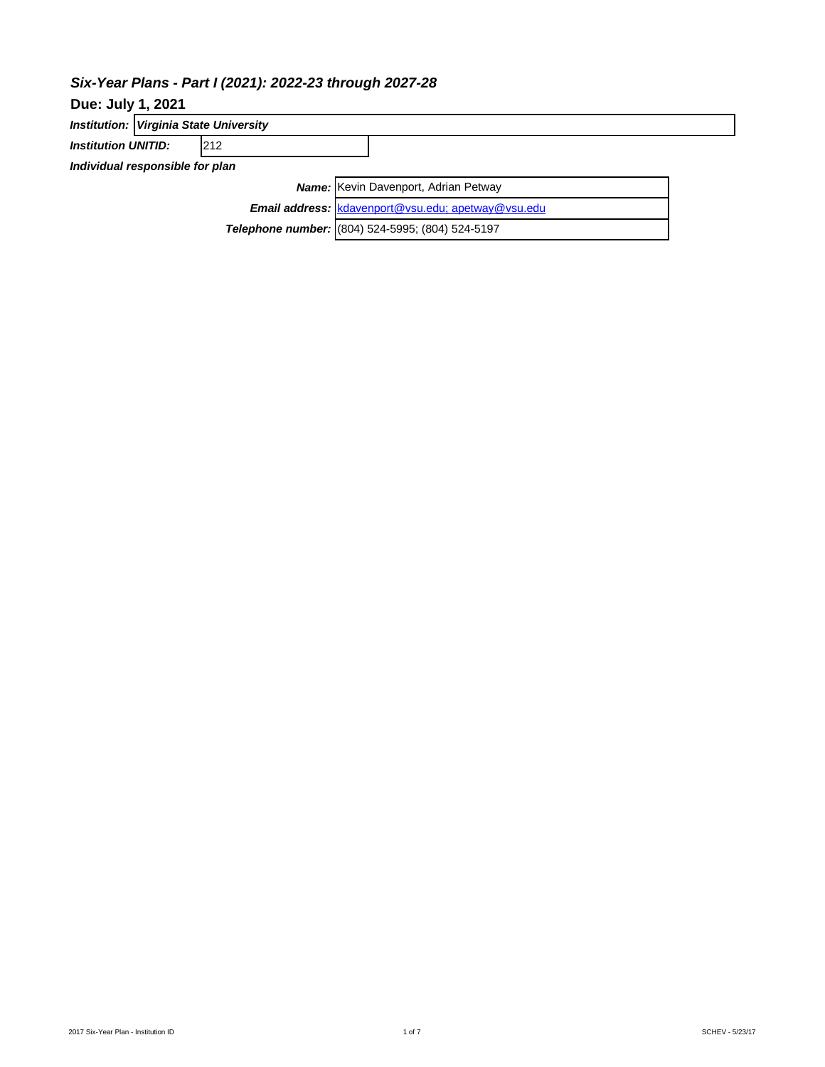## *Six-Year Plans - Part I (2021): 2022-23 through 2027-28*

**Due: July 1, 2021**

***Institution:*** ***Virginia State University***

***Institution UNITID:*** 212

***Individual responsible for plan***

| | |
|---|---|
| ***Name:*** | Kevin Davenport, Adrian Petway |
| ***Email address:*** | kdavenport@vsu.edu; apetway@vsu.edu |
| ***Telephone number:*** | (804) 524-5995; (804) 524-5197 |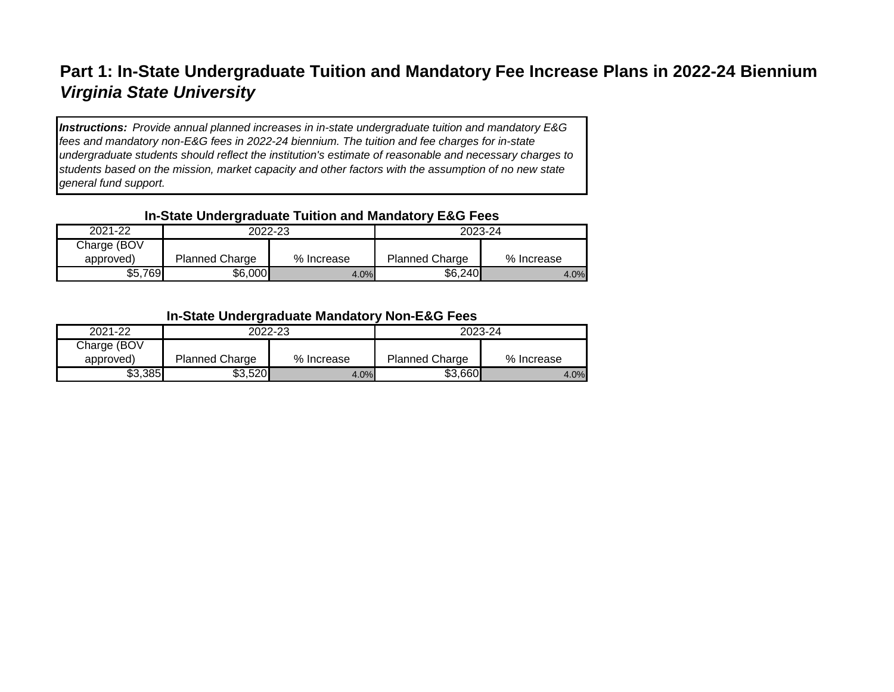# Part 1: In-State Undergraduate Tuition and Mandatory Fee Increase Plans in 2022-24 Biennium

## *Virginia State University*

***Instructions:*** *Provide annual planned increases in in-state undergraduate tuition and mandatory E&G fees and mandatory non-E&G fees in 2022-24 biennium. The tuition and fee charges for in-state undergraduate students should reflect the institution's estimate of reasonable and necessary charges to students based on the mission, market capacity and other factors with the assumption of no new state general fund support.*

**In-State Undergraduate Tuition and Mandatory E&G Fees**

| 2021-22 | 2022-23 | | 2023-24 | |
|---|---|---|---|---|
| Charge (BOV approved) | Planned Charge | % Increase | Planned Charge | % Increase |
| $5,769 | $6,000 | 4.0% | $6,240 | 4.0% |

**In-State Undergraduate Mandatory Non-E&G Fees**

| 2021-22 | 2022-23 | | 2023-24 | |
|---|---|---|---|---|
| Charge (BOV approved) | Planned Charge | % Increase | Planned Charge | % Increase |
| $3,385 | $3,520 | 4.0% | $3,660 | 4.0% |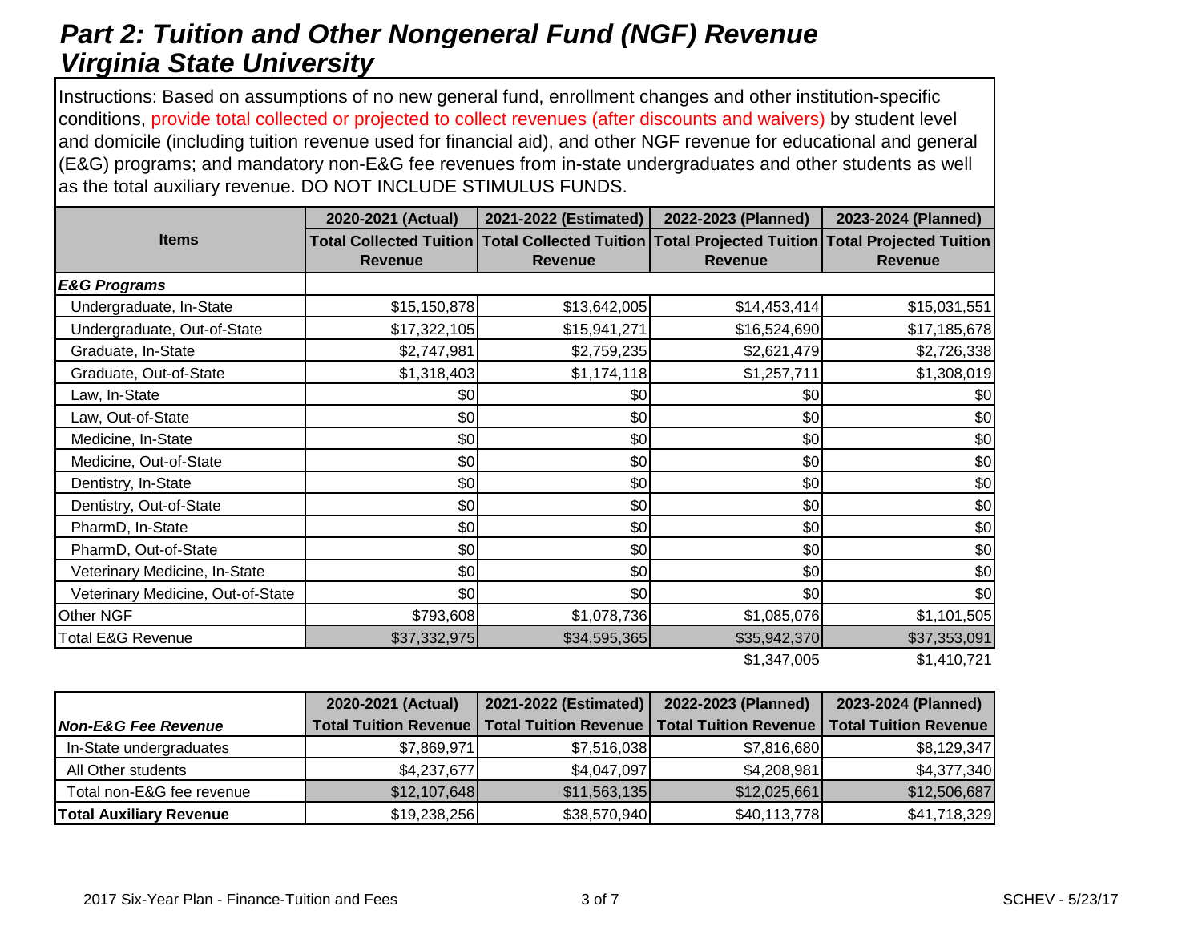# *Part 2: Tuition and Other Nongeneral Fund (NGF) Revenue*
# *Virginia State University*

Instructions: Based on assumptions of no new general fund, enrollment changes and other institution-specific conditions, provide total collected or projected to collect revenues (after discounts and waivers) by student level and domicile (including tuition revenue used for financial aid), and other NGF revenue for educational and general (E&G) programs; and mandatory non-E&G fee revenues from in-state undergraduates and other students as well as the total auxiliary revenue. DO NOT INCLUDE STIMULUS FUNDS.

| Items | 2020-2021 (Actual) Total Collected Tuition Revenue | 2021-2022 (Estimated) Total Collected Tuition Revenue | 2022-2023 (Planned) Total Projected Tuition Revenue | 2023-2024 (Planned) Total Projected Tuition Revenue |
|---|---|---|---|---|
| ***E&G Programs*** | | | | |
| Undergraduate, In-State | $15,150,878 | $13,642,005 | $14,453,414 | $15,031,551 |
| Undergraduate, Out-of-State | $17,322,105 | $15,941,271 | $16,524,690 | $17,185,678 |
| Graduate, In-State | $2,747,981 | $2,759,235 | $2,621,479 | $2,726,338 |
| Graduate, Out-of-State | $1,318,403 | $1,174,118 | $1,257,711 | $1,308,019 |
| Law, In-State | $0 | $0 | $0 | $0 |
| Law, Out-of-State | $0 | $0 | $0 | $0 |
| Medicine, In-State | $0 | $0 | $0 | $0 |
| Medicine, Out-of-State | $0 | $0 | $0 | $0 |
| Dentistry, In-State | $0 | $0 | $0 | $0 |
| Dentistry, Out-of-State | $0 | $0 | $0 | $0 |
| PharmD, In-State | $0 | $0 | $0 | $0 |
| PharmD, Out-of-State | $0 | $0 | $0 | $0 |
| Veterinary Medicine, In-State | $0 | $0 | $0 | $0 |
| Veterinary Medicine, Out-of-State | $0 | $0 | $0 | $0 |
| Other NGF | $793,608 | $1,078,736 | $1,085,076 | $1,101,505 |
| Total E&G Revenue | $37,332,975 | $34,595,365 | $35,942,370 | $37,353,091 |
| | | | $1,347,005 | $1,410,721 |

| *Non-E&G Fee Revenue* | 2020-2021 (Actual) Total Tuition Revenue | 2021-2022 (Estimated) Total Tuition Revenue | 2022-2023 (Planned) Total Tuition Revenue | 2023-2024 (Planned) Total Tuition Revenue |
|---|---|---|---|---|
| In-State undergraduates | $7,869,971 | $7,516,038 | $7,816,680 | $8,129,347 |
| All Other students | $4,237,677 | $4,047,097 | $4,208,981 | $4,377,340 |
| Total non-E&G fee revenue | $12,107,648 | $11,563,135 | $12,025,661 | $12,506,687 |
| **Total Auxiliary Revenue** | $19,238,256 | $38,570,940 | $40,113,778 | $41,718,329 |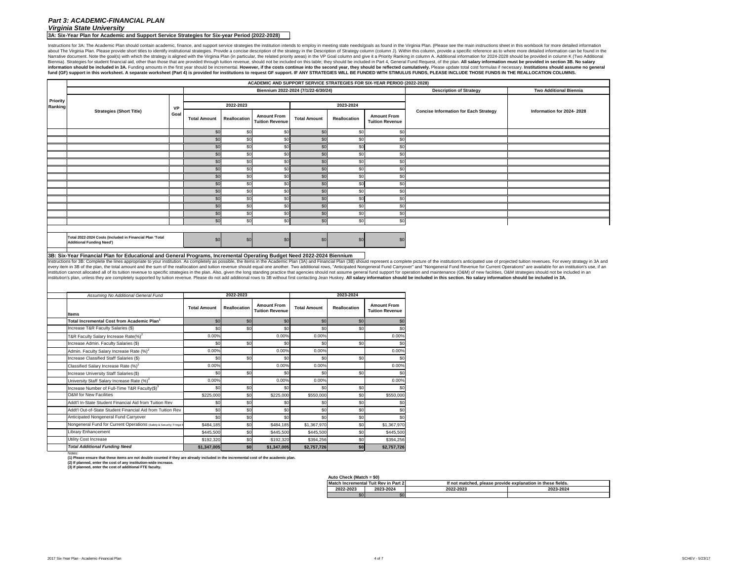# Part 3: ACADEMIC-FINANCIAL PLAN

## Virginia State University

### 3A: Six-Year Plan for Academic and Support Service Strategies for Six-year Period (2022-2028)

Instructions for 3A: The Academic Plan should contain academic, finance, and support service strategies the institution intends to employ in meeting state needs/goals as found in the Virginia Plan. (Please see the main instructions sheet in this workbook for more detailed information about The Virginia Plan. Please provide short titles to identify institutional strategies. Provide a concise description of the strategy in the Description of Strategy column (column J). Within this column, provide a specific reference as to where more detailed information can be found in the Narrative document. Note the goal(s) with which the strategy is aligned with the Virginia Plan (in particular, the related priority areas) in the VP Goal column and give it a Priority Ranking in column K (Two Additional Biennia). Strategies for student financial aid, other than those that are provided through tuition revenue, should not be included on this table; they should be included in Part 4, General Fund Request, of the plan. **All salary information must be provided in section 3B. No salary information should be included in 3A.** Funding amounts in the first year should be incremental. **However, if the costs continue into the second year, they should be reflected cumulatively.** Please update total cost formulas if necessary. **Institutions should assume no general fund (GF) support in this worksheet. A separate worksheet (Part 4) is provided for institutions to request GF support. IF ANY STRATEGIES WILL BE FUNDED WITH STIMULUS FUNDS, PLEASE INCLUDE THOSE FUNDS IN THE REALLOCATION COLUMNS.**

| ACADEMIC AND SUPPORT SERVICE STRATEGIES FOR SIX-YEAR PERIOD (2022-2028) | | | | | | | | | | |
|---|---|---|---|---|---|---|---|---|---|---|
| | | | Biennium 2022-2024 (7/1/22-6/30/24) | | | | | | Description of Strategy | Two Additional Biennia |
| Priority Ranking | Strategies (Short Title) | VP Goal | 2022-2023 | | | 2023-2024 | | | Concise Information for Each Strategy | Information for 2024- 2028 |
| | | | Total Amount | Reallocation | Amount From Tuition Revenue | Total Amount | Reallocation | Amount From Tuition Revenue | | |
| | | | $0 | $0 | $0 | $0 | $0 | $0 | | |
| | | | $0 | $0 | $0 | $0 | $0 | $0 | | |
| | | | $0 | $0 | $0 | $0 | $0 | $0 | | |
| | | | $0 | $0 | $0 | $0 | $0 | $0 | | |
| | | | $0 | $0 | $0 | $0 | $0 | $0 | | |
| | | | $0 | $0 | $0 | $0 | $0 | $0 | | |
| | | | $0 | $0 | $0 | $0 | $0 | $0 | | |
| | | | $0 | $0 | $0 | $0 | $0 | $0 | | |
| | | | $0 | $0 | $0 | $0 | $0 | $0 | | |
| | | | $0 | $0 | $0 | $0 | $0 | $0 | | |
| | | | $0 | $0 | $0 | $0 | $0 | $0 | | |
| | | | $0 | $0 | $0 | $0 | $0 | $0 | | |
| | | | $0 | $0 | $0 | $0 | $0 | $0 | | |
| | Total 2022-2024 Costs (Included in Financial Plan 'Total Additional Funding Need') | | $0 | $0 | $0 | $0 | $0 | $0 | | |

### 3B: Six-Year Financial Plan for Educational and General Programs, Incremental Operating Budget Need 2022-2024 Biennium

Instructions for 3B: Complete the lines appropriate to your institution. As completely as possible, the items in the Academic Plan (3A) and Financial Plan (3B) should represent a complete picture of the institution's anticipated use of projected tuition revenues. For every strategy in 3A and every item in 3B of the plan, the total amount and the sum of the reallocation and tuition revenue should equal one another. Two additional rows, "Anticipated Nongeneral Fund Carryover" and "Nongeneral Fund Revenue for Current Operations" are available for an institution's use, if an institution cannot allocated all of its tuition revenue to specific strategies in the plan. Also, given the long standing practice that agencies should not assume general fund support for operation and maintenance (O&M) of new facilities, O&M strategies should not be included in an institution's plan, unless they are completely supported by tuition revenue. Please do not add additional rows to 3B without first contacting Jean Huskey. **All salary information should be included in this section. No salary information should be included in 3A.**

| *Assuming No Additional General Fund* | 2022-2023 | | | 2023-2024 | | |
|---|---|---|---|---|---|---|
| Items | Total Amount | Reallocation | Amount From Tuition Revenue | Total Amount | Reallocation | Amount From Tuition Revenue |
| **Total Incremental Cost from Academic Plan[1]** | $0 | $0 | $0 | $0 | $0 | $0 |
| Increase T&R Faculty Salaries ($) | $0 | $0 | $0 | $0 | $0 | $0 |
| T&R Faculty Salary Increase Rate(%)[2] | 0.00% | | 0.00% | 0.00% | | 0.00% |
| Increase Admin. Faculty Salaries ($) | $0 | $0 | $0 | $0 | $0 | $0 |
| Admin. Faculty Salary Increase Rate (%)[2] | 0.00% | | 0.00% | 0.00% | | 0.00% |
| Increase Classified Staff Salaries ($) | $0 | $0 | $0 | $0 | $0 | $0 |
| Classified Salary Increase Rate (%)[2] | 0.00% | | 0.00% | 0.00% | | 0.00% |
| Increase University Staff Salaries ($) | $0 | $0 | $0 | $0 | $0 | $0 |
| University Staff Salary Increase Rate (%)[2] | 0.00% | | 0.00% | 0.00% | | 0.00% |
| Increase Number of Full-Time T&R Faculty($)[3] | $0 | $0 | $0 | $0 | $0 | $0 |
| O&M for New Facilities | $225,000 | $0 | $225,000 | $550,000 | $0 | $550,000 |
| Addt'l In-State Student Financial Aid from Tuition Rev | $0 | $0 | $0 | $0 | $0 | $0 |
| Addt'l Out-of-State Student Financial Aid from Tuition Rev | $0 | $0 | $0 | $0 | $0 | $0 |
| Anticipated Nongeneral Fund Carryover | $0 | $0 | $0 | $0 | $0 | $0 |
| Nongeneral Fund for Current Operations (Safety & Security; Fringe B | $484,185 | $0 | $484,185 | $1,367,970 | $0 | $1,367,970 |
| Library Enhancement | $445,500 | $0 | $445,500 | $445,500 | $0 | $445,500 |
| Utility Cost Increase | $192,320 | $0 | $192,320 | $394,256 | $0 | $394,256 |
| ***Total Additional Funding Need*** | **$1,347,005** | **$0** | **$1,347,005** | **$2,757,726** | **$0** | **$2,757,726** |

Notes:
**(1) Please ensure that these items are not double counted if they are already included in the incremental cost of the academic plan.**
**(2) If planned, enter the cost of any institution-wide increase.**
**(3) If planned, enter the cost of additional FTE faculty.**

**Auto Check (Match = $0)**

| Match Incremental Tuit Rev in Part 2 | | If not matched, please provide explanation in these fields. | |
|---|---|---|---|
| 2022-2023 | 2023-2024 | 2022-2023 | 2023-2024 |
| $0 | $0 | | |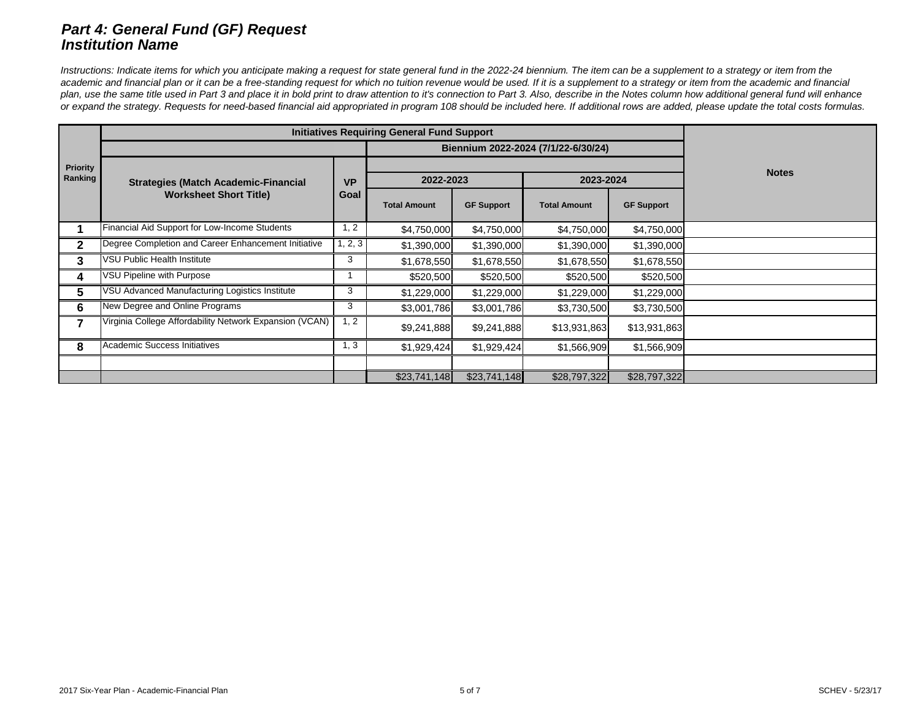## *Part 4: General Fund (GF) Request*
## *Institution Name*

*Instructions: Indicate items for which you anticipate making a request for state general fund in the 2022-24 biennium. The item can be a supplement to a strategy or item from the academic and financial plan or it can be a free-standing request for which no tuition revenue would be used. If it is a supplement to a strategy or item from the academic and financial plan, use the same title used in Part 3 and place it in bold print to draw attention to it's connection to Part 3. Also, describe in the Notes column how additional general fund will enhance or expand the strategy. Requests for need-based financial aid appropriated in program 108 should be included here. If additional rows are added, please update the total costs formulas.*

| Priority Ranking | Initiatives Requiring General Fund Support | | | | | | Notes |
|---|---|---|---|---|---|---|---|
| | | | Biennium 2022-2024 (7/1/22-6/30/24) | | | | |
| | Strategies (Match Academic-Financial Worksheet Short Title) | VP Goal | 2022-2023 | | 2023-2024 | | |
| | | | Total Amount | GF Support | Total Amount | GF Support | |
| 1 | Financial Aid Support for Low-Income Students | 1, 2 | $4,750,000 | $4,750,000 | $4,750,000 | $4,750,000 | |
| 2 | Degree Completion and Career Enhancement Initiative | 1, 2, 3 | $1,390,000 | $1,390,000 | $1,390,000 | $1,390,000 | |
| 3 | VSU Public Health Institute | 3 | $1,678,550 | $1,678,550 | $1,678,550 | $1,678,550 | |
| 4 | VSU Pipeline with Purpose | 1 | $520,500 | $520,500 | $520,500 | $520,500 | |
| 5 | VSU Advanced Manufacturing Logistics Institute | 3 | $1,229,000 | $1,229,000 | $1,229,000 | $1,229,000 | |
| 6 | New Degree and Online Programs | 3 | $3,001,786 | $3,001,786 | $3,730,500 | $3,730,500 | |
| 7 | Virginia College Affordability Network Expansion (VCAN) | 1, 2 | $9,241,888 | $9,241,888 | $13,931,863 | $13,931,863 | |
| 8 | Academic Success Initiatives | 1, 3 | $1,929,424 | $1,929,424 | $1,566,909 | $1,566,909 | |
| | | | | | | | |
| | | | $23,741,148 | $23,741,148 | $28,797,322 | $28,797,322 | |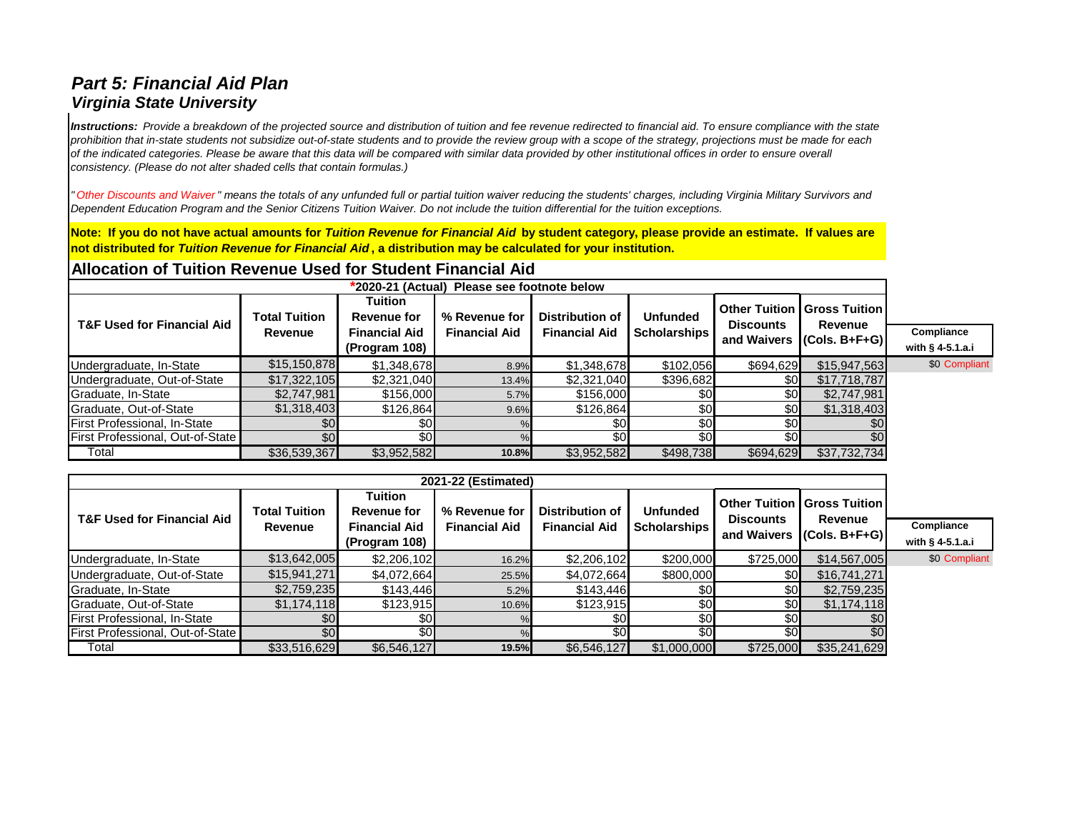# *Part 5: Financial Aid Plan*
## *Virginia State University*

***Instructions:*** *Provide a breakdown of the projected source and distribution of tuition and fee revenue redirected to financial aid. To ensure compliance with the state prohibition that in-state students not subsidize out-of-state students and to provide the review group with a scope of the strategy, projections must be made for each of the indicated categories. Please be aware that this data will be compared with similar data provided by other institutional offices in order to ensure overall consistency. (Please do not alter shaded cells that contain formulas.)*

*"Other Discounts and Waiver" means the totals of any unfunded full or partial tuition waiver reducing the students' charges, including Virginia Military Survivors and Dependent Education Program and the Senior Citizens Tuition Waiver. Do not include the tuition differential for the tuition exceptions.*

**Note: If you do not have actual amounts for *Tuition Revenue for Financial Aid* by student category, please provide an estimate. If values are not distributed for *Tuition Revenue for Financial Aid*, a distribution may be calculated for your institution.**

### Allocation of Tuition Revenue Used for Student Financial Aid

| *2020-21 (Actual) Please see footnote below | | | | | | | | |
|---|---|---|---|---|---|---|---|---|
| **T&F Used for Financial Aid** | **Total Tuition Revenue** | **Tuition Revenue for Financial Aid (Program 108)** | **% Revenue for Financial Aid** | **Distribution of Financial Aid** | **Unfunded Scholarships** | **Other Tuition Discounts and Waivers** | **Gross Tuition Revenue (Cols. B+F+G)** | **Compliance with § 4-5.1.a.i** |
| Undergraduate, In-State | $15,150,878 | $1,348,678 | 8.9% | $1,348,678 | $102,056 | $694,629 | $15,947,563 | $0 Compliant |
| Undergraduate, Out-of-State | $17,322,105 | $2,321,040 | 13.4% | $2,321,040 | $396,682 | $0 | $17,718,787 | |
| Graduate, In-State | $2,747,981 | $156,000 | 5.7% | $156,000 | $0 | $0 | $2,747,981 | |
| Graduate, Out-of-State | $1,318,403 | $126,864 | 9.6% | $126,864 | $0 | $0 | $1,318,403 | |
| First Professional, In-State | $0 | $0 | % | $0 | $0 | $0 | $0 | |
| First Professional, Out-of-State | $0 | $0 | % | $0 | $0 | $0 | $0 | |
| Total | $36,539,367 | $3,952,582 | **10.8%** | $3,952,582 | $498,738 | $694,629 | $37,732,734 | |

| 2021-22 (Estimated) | | | | | | | | |
|---|---|---|---|---|---|---|---|---|
| **T&F Used for Financial Aid** | **Total Tuition Revenue** | **Tuition Revenue for Financial Aid (Program 108)** | **% Revenue for Financial Aid** | **Distribution of Financial Aid** | **Unfunded Scholarships** | **Other Tuition Discounts and Waivers** | **Gross Tuition Revenue (Cols. B+F+G)** | **Compliance with § 4-5.1.a.i** |
| Undergraduate, In-State | $13,642,005 | $2,206,102 | 16.2% | $2,206,102 | $200,000 | $725,000 | $14,567,005 | $0 Compliant |
| Undergraduate, Out-of-State | $15,941,271 | $4,072,664 | 25.5% | $4,072,664 | $800,000 | $0 | $16,741,271 | |
| Graduate, In-State | $2,759,235 | $143,446 | 5.2% | $143,446 | $0 | $0 | $2,759,235 | |
| Graduate, Out-of-State | $1,174,118 | $123,915 | 10.6% | $123,915 | $0 | $0 | $1,174,118 | |
| First Professional, In-State | $0 | $0 | % | $0 | $0 | $0 | $0 | |
| First Professional, Out-of-State | $0 | $0 | % | $0 | $0 | $0 | $0 | |
| Total | $33,516,629 | $6,546,127 | **19.5%** | $6,546,127 | $1,000,000 | $725,000 | $35,241,629 | |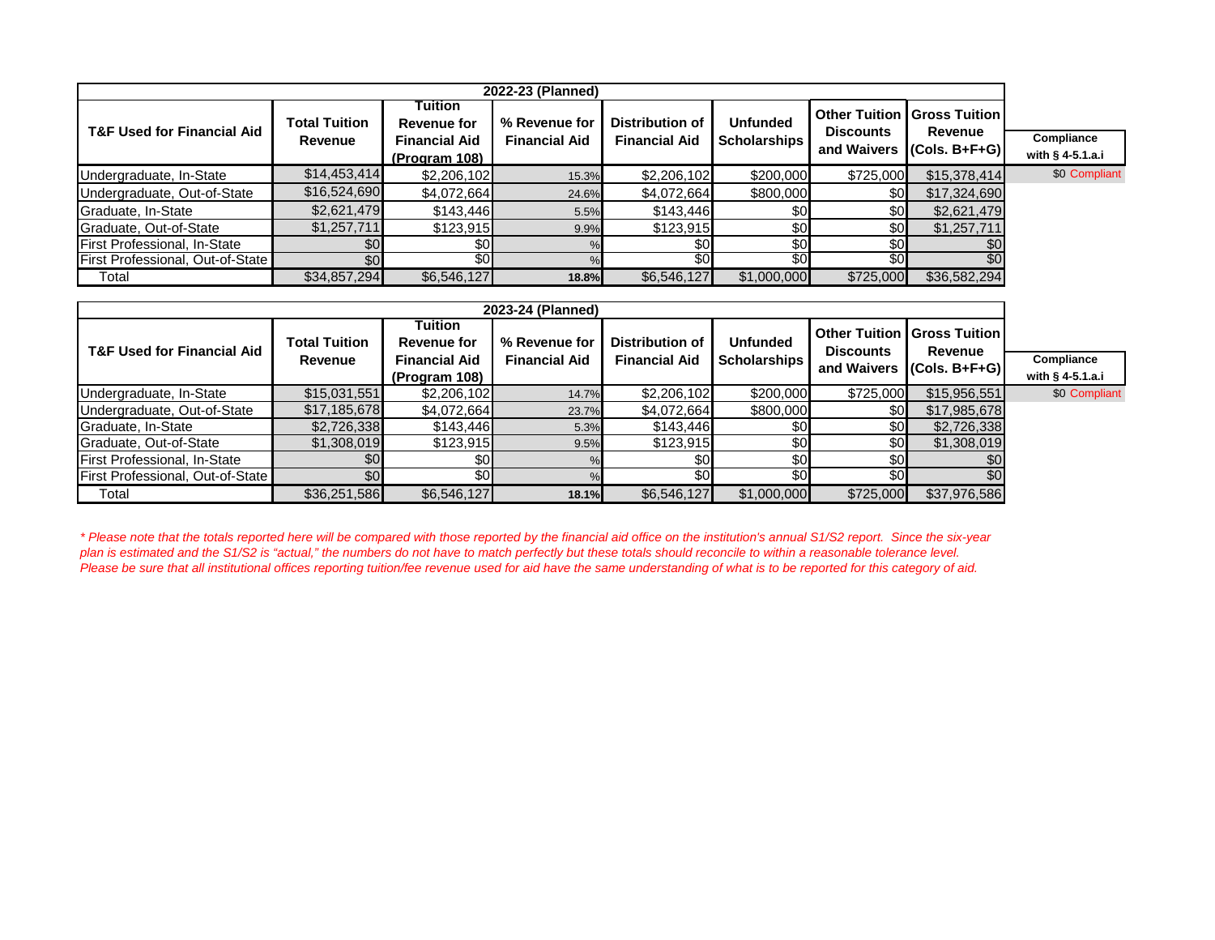| 2022-23 (Planned) | | | | | | | | |
|---|---|---|---|---|---|---|---|---|
| T&F Used for Financial Aid | Total Tuition Revenue | Tuition Revenue for Financial Aid (Program 108) | % Revenue for Financial Aid | Distribution of Financial Aid | Unfunded Scholarships | Other Tuition Discounts and Waivers | Gross Tuition Revenue (Cols. B+F+G) | Compliance with § 4-5.1.a.i |
| Undergraduate, In-State | $14,453,414 | $2,206,102 | 15.3% | $2,206,102 | $200,000 | $725,000 | $15,378,414 | $0 Compliant |
| Undergraduate, Out-of-State | $16,524,690 | $4,072,664 | 24.6% | $4,072,664 | $800,000 | $0 | $17,324,690 | |
| Graduate, In-State | $2,621,479 | $143,446 | 5.5% | $143,446 | $0 | $0 | $2,621,479 | |
| Graduate, Out-of-State | $1,257,711 | $123,915 | 9.9% | $123,915 | $0 | $0 | $1,257,711 | |
| First Professional, In-State | $0 | $0 | % | $0 | $0 | $0 | $0 | |
| First Professional, Out-of-State | $0 | $0 | % | $0 | $0 | $0 | $0 | |
| Total | $34,857,294 | $6,546,127 | 18.8% | $6,546,127 | $1,000,000 | $725,000 | $36,582,294 | |

| 2023-24 (Planned) | | | | | | | | |
|---|---|---|---|---|---|---|---|---|
| T&F Used for Financial Aid | Total Tuition Revenue | Tuition Revenue for Financial Aid (Program 108) | % Revenue for Financial Aid | Distribution of Financial Aid | Unfunded Scholarships | Other Tuition Discounts and Waivers | Gross Tuition Revenue (Cols. B+F+G) | Compliance with § 4-5.1.a.i |
| Undergraduate, In-State | $15,031,551 | $2,206,102 | 14.7% | $2,206,102 | $200,000 | $725,000 | $15,956,551 | $0 Compliant |
| Undergraduate, Out-of-State | $17,185,678 | $4,072,664 | 23.7% | $4,072,664 | $800,000 | $0 | $17,985,678 | |
| Graduate, In-State | $2,726,338 | $143,446 | 5.3% | $143,446 | $0 | $0 | $2,726,338 | |
| Graduate, Out-of-State | $1,308,019 | $123,915 | 9.5% | $123,915 | $0 | $0 | $1,308,019 | |
| First Professional, In-State | $0 | $0 | % | $0 | $0 | $0 | $0 | |
| First Professional, Out-of-State | $0 | $0 | % | $0 | $0 | $0 | $0 | |
| Total | $36,251,586 | $6,546,127 | 18.1% | $6,546,127 | $1,000,000 | $725,000 | $37,976,586 | |

*\* Please note that the totals reported here will be compared with those reported by the financial aid office on the institution's annual S1/S2 report. Since the six-year plan is estimated and the S1/S2 is "actual," the numbers do not have to match perfectly but these totals should reconcile to within a reasonable tolerance level. Please be sure that all institutional offices reporting tuition/fee revenue used for aid have the same understanding of what is to be reported for this category of aid.*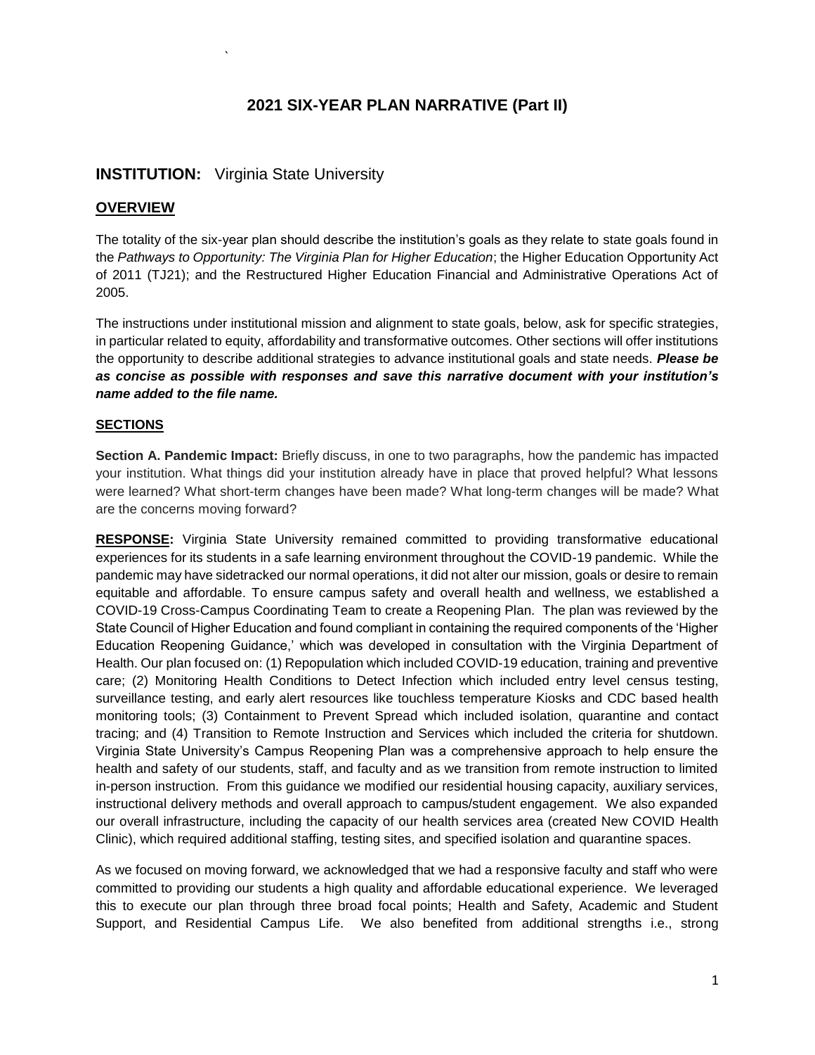## 2021 SIX-YEAR PLAN NARRATIVE (Part II)

## INSTITUTION: Virginia State University

### OVERVIEW

The totality of the six-year plan should describe the institution's goals as they relate to state goals found in the *Pathways to Opportunity: The Virginia Plan for Higher Education*; the Higher Education Opportunity Act of 2011 (TJ21); and the Restructured Higher Education Financial and Administrative Operations Act of 2005.

The instructions under institutional mission and alignment to state goals, below, ask for specific strategies, in particular related to equity, affordability and transformative outcomes. Other sections will offer institutions the opportunity to describe additional strategies to advance institutional goals and state needs. ***Please be as concise as possible with responses and save this narrative document with your institution's name added to the file name.***

#### SECTIONS

**Section A. Pandemic Impact:** Briefly discuss, in one to two paragraphs, how the pandemic has impacted your institution. What things did your institution already have in place that proved helpful? What lessons were learned? What short-term changes have been made? What long-term changes will be made? What are the concerns moving forward?

**RESPONSE:** Virginia State University remained committed to providing transformative educational experiences for its students in a safe learning environment throughout the COVID-19 pandemic. While the pandemic may have sidetracked our normal operations, it did not alter our mission, goals or desire to remain equitable and affordable. To ensure campus safety and overall health and wellness, we established a COVID-19 Cross-Campus Coordinating Team to create a Reopening Plan. The plan was reviewed by the State Council of Higher Education and found compliant in containing the required components of the 'Higher Education Reopening Guidance,' which was developed in consultation with the Virginia Department of Health. Our plan focused on: (1) Repopulation which included COVID-19 education, training and preventive care; (2) Monitoring Health Conditions to Detect Infection which included entry level census testing, surveillance testing, and early alert resources like touchless temperature Kiosks and CDC based health monitoring tools; (3) Containment to Prevent Spread which included isolation, quarantine and contact tracing; and (4) Transition to Remote Instruction and Services which included the criteria for shutdown. Virginia State University's Campus Reopening Plan was a comprehensive approach to help ensure the health and safety of our students, staff, and faculty and as we transition from remote instruction to limited in-person instruction. From this guidance we modified our residential housing capacity, auxiliary services, instructional delivery methods and overall approach to campus/student engagement. We also expanded our overall infrastructure, including the capacity of our health services area (created New COVID Health Clinic), which required additional staffing, testing sites, and specified isolation and quarantine spaces.

As we focused on moving forward, we acknowledged that we had a responsive faculty and staff who were committed to providing our students a high quality and affordable educational experience. We leveraged this to execute our plan through three broad focal points; Health and Safety, Academic and Student Support, and Residential Campus Life. We also benefited from additional strengths i.e., strong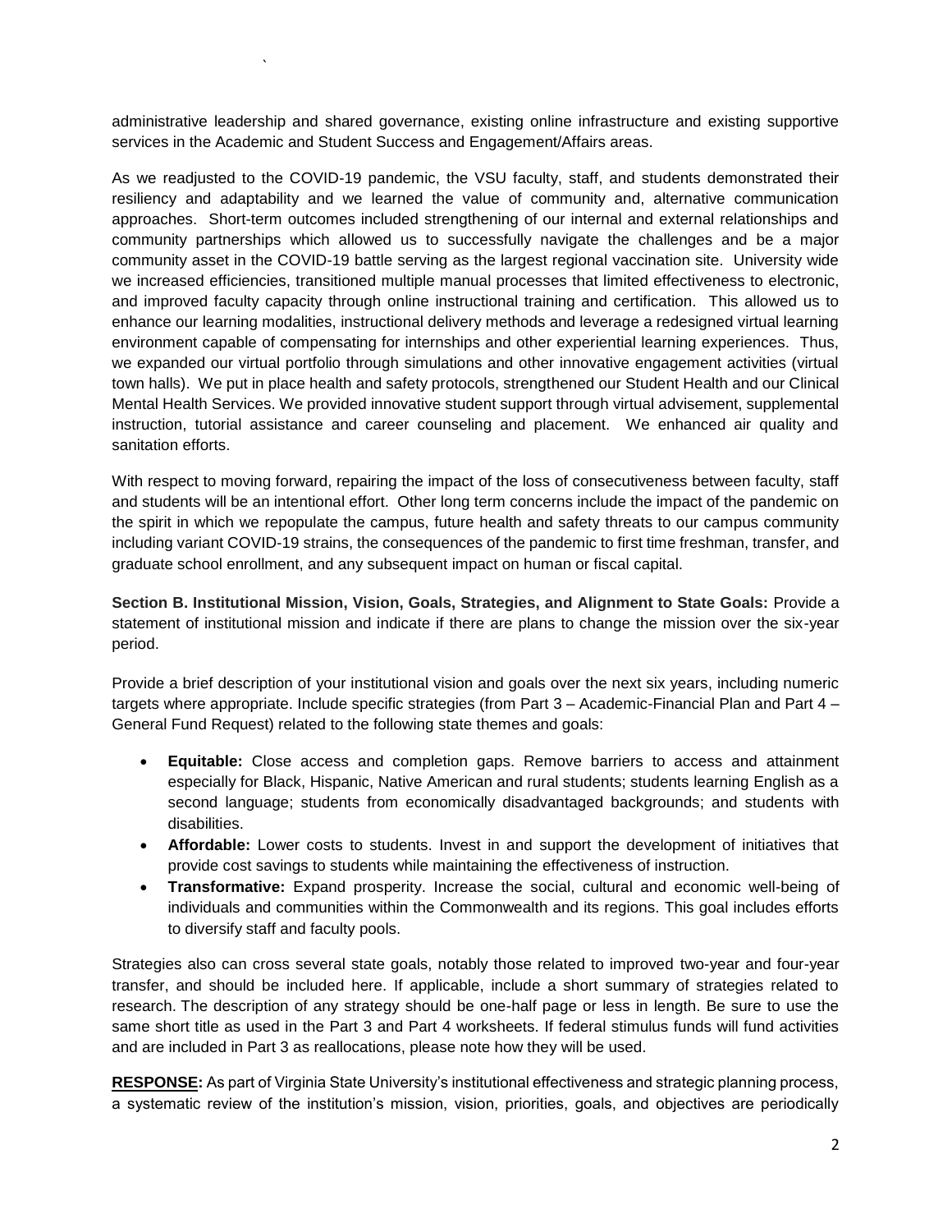administrative leadership and shared governance, existing online infrastructure and existing supportive services in the Academic and Student Success and Engagement/Affairs areas.

As we readjusted to the COVID-19 pandemic, the VSU faculty, staff, and students demonstrated their resiliency and adaptability and we learned the value of community and, alternative communication approaches. Short-term outcomes included strengthening of our internal and external relationships and community partnerships which allowed us to successfully navigate the challenges and be a major community asset in the COVID-19 battle serving as the largest regional vaccination site. University wide we increased efficiencies, transitioned multiple manual processes that limited effectiveness to electronic, and improved faculty capacity through online instructional training and certification. This allowed us to enhance our learning modalities, instructional delivery methods and leverage a redesigned virtual learning environment capable of compensating for internships and other experiential learning experiences. Thus, we expanded our virtual portfolio through simulations and other innovative engagement activities (virtual town halls). We put in place health and safety protocols, strengthened our Student Health and our Clinical Mental Health Services. We provided innovative student support through virtual advisement, supplemental instruction, tutorial assistance and career counseling and placement. We enhanced air quality and sanitation efforts.

With respect to moving forward, repairing the impact of the loss of consecutiveness between faculty, staff and students will be an intentional effort. Other long term concerns include the impact of the pandemic on the spirit in which we repopulate the campus, future health and safety threats to our campus community including variant COVID-19 strains, the consequences of the pandemic to first time freshman, transfer, and graduate school enrollment, and any subsequent impact on human or fiscal capital.

**Section B. Institutional Mission, Vision, Goals, Strategies, and Alignment to State Goals:** Provide a statement of institutional mission and indicate if there are plans to change the mission over the six-year period.

Provide a brief description of your institutional vision and goals over the next six years, including numeric targets where appropriate. Include specific strategies (from Part 3 – Academic-Financial Plan and Part 4 – General Fund Request) related to the following state themes and goals:

- **Equitable:** Close access and completion gaps. Remove barriers to access and attainment especially for Black, Hispanic, Native American and rural students; students learning English as a second language; students from economically disadvantaged backgrounds; and students with disabilities.
- **Affordable:** Lower costs to students. Invest in and support the development of initiatives that provide cost savings to students while maintaining the effectiveness of instruction.
- **Transformative:** Expand prosperity. Increase the social, cultural and economic well-being of individuals and communities within the Commonwealth and its regions. This goal includes efforts to diversify staff and faculty pools.

Strategies also can cross several state goals, notably those related to improved two-year and four-year transfer, and should be included here. If applicable, include a short summary of strategies related to research. The description of any strategy should be one-half page or less in length. Be sure to use the same short title as used in the Part 3 and Part 4 worksheets. If federal stimulus funds will fund activities and are included in Part 3 as reallocations, please note how they will be used.

**RESPONSE:** As part of Virginia State University's institutional effectiveness and strategic planning process, a systematic review of the institution's mission, vision, priorities, goals, and objectives are periodically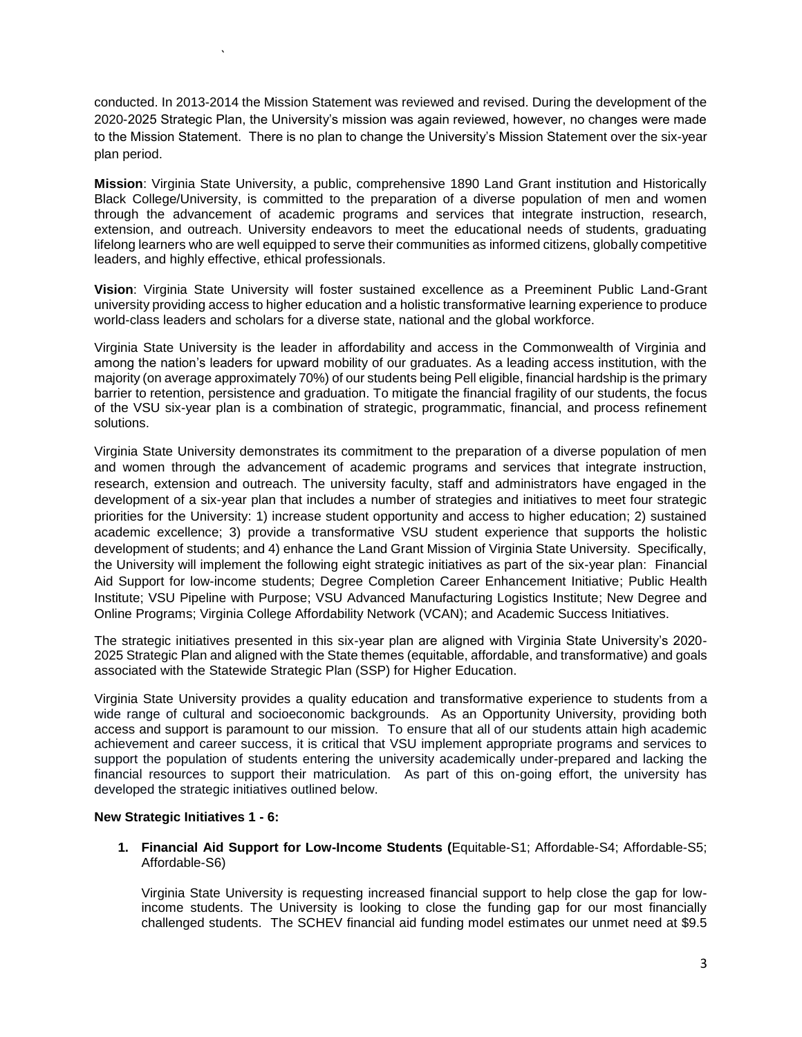conducted. In 2013-2014 the Mission Statement was reviewed and revised. During the development of the 2020-2025 Strategic Plan, the University's mission was again reviewed, however, no changes were made to the Mission Statement. There is no plan to change the University's Mission Statement over the six-year plan period.

**Mission**: Virginia State University, a public, comprehensive 1890 Land Grant institution and Historically Black College/University, is committed to the preparation of a diverse population of men and women through the advancement of academic programs and services that integrate instruction, research, extension, and outreach. University endeavors to meet the educational needs of students, graduating lifelong learners who are well equipped to serve their communities as informed citizens, globally competitive leaders, and highly effective, ethical professionals.

**Vision**: Virginia State University will foster sustained excellence as a Preeminent Public Land-Grant university providing access to higher education and a holistic transformative learning experience to produce world-class leaders and scholars for a diverse state, national and the global workforce.

Virginia State University is the leader in affordability and access in the Commonwealth of Virginia and among the nation's leaders for upward mobility of our graduates. As a leading access institution, with the majority (on average approximately 70%) of our students being Pell eligible, financial hardship is the primary barrier to retention, persistence and graduation. To mitigate the financial fragility of our students, the focus of the VSU six-year plan is a combination of strategic, programmatic, financial, and process refinement solutions.

Virginia State University demonstrates its commitment to the preparation of a diverse population of men and women through the advancement of academic programs and services that integrate instruction, research, extension and outreach. The university faculty, staff and administrators have engaged in the development of a six-year plan that includes a number of strategies and initiatives to meet four strategic priorities for the University: 1) increase student opportunity and access to higher education; 2) sustained academic excellence; 3) provide a transformative VSU student experience that supports the holistic development of students; and 4) enhance the Land Grant Mission of Virginia State University. Specifically, the University will implement the following eight strategic initiatives as part of the six-year plan: Financial Aid Support for low-income students; Degree Completion Career Enhancement Initiative; Public Health Institute; VSU Pipeline with Purpose; VSU Advanced Manufacturing Logistics Institute; New Degree and Online Programs; Virginia College Affordability Network (VCAN); and Academic Success Initiatives.

The strategic initiatives presented in this six-year plan are aligned with Virginia State University's 2020-2025 Strategic Plan and aligned with the State themes (equitable, affordable, and transformative) and goals associated with the Statewide Strategic Plan (SSP) for Higher Education.

Virginia State University provides a quality education and transformative experience to students from a wide range of cultural and socioeconomic backgrounds. As an Opportunity University, providing both access and support is paramount to our mission. To ensure that all of our students attain high academic achievement and career success, it is critical that VSU implement appropriate programs and services to support the population of students entering the university academically under-prepared and lacking the financial resources to support their matriculation. As part of this on-going effort, the university has developed the strategic initiatives outlined below.

**New Strategic Initiatives 1 - 6:**

1. **Financial Aid Support for Low-Income Students (**Equitable-S1; Affordable-S4; Affordable-S5; Affordable-S6)

   Virginia State University is requesting increased financial support to help close the gap for low-income students. The University is looking to close the funding gap for our most financially challenged students. The SCHEV financial aid funding model estimates our unmet need at $9.5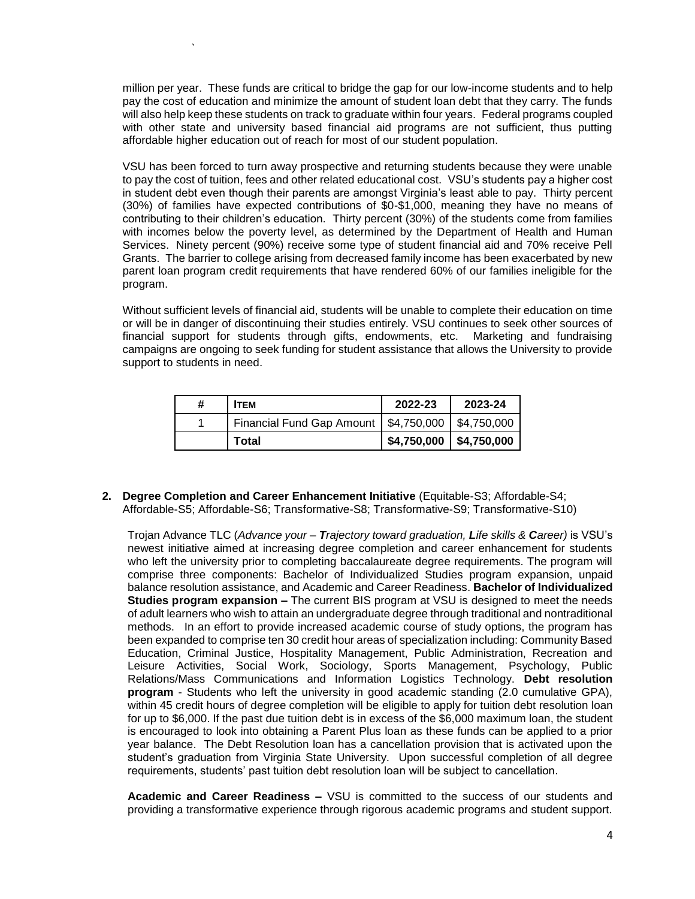million per year. These funds are critical to bridge the gap for our low-income students and to help pay the cost of education and minimize the amount of student loan debt that they carry. The funds will also help keep these students on track to graduate within four years. Federal programs coupled with other state and university based financial aid programs are not sufficient, thus putting affordable higher education out of reach for most of our student population.

VSU has been forced to turn away prospective and returning students because they were unable to pay the cost of tuition, fees and other related educational cost. VSU's students pay a higher cost in student debt even though their parents are amongst Virginia's least able to pay. Thirty percent (30%) of families have expected contributions of $0-$1,000, meaning they have no means of contributing to their children's education. Thirty percent (30%) of the students come from families with incomes below the poverty level, as determined by the Department of Health and Human Services. Ninety percent (90%) receive some type of student financial aid and 70% receive Pell Grants. The barrier to college arising from decreased family income has been exacerbated by new parent loan program credit requirements that have rendered 60% of our families ineligible for the program.

Without sufficient levels of financial aid, students will be unable to complete their education on time or will be in danger of discontinuing their studies entirely. VSU continues to seek other sources of financial support for students through gifts, endowments, etc. Marketing and fundraising campaigns are ongoing to seek funding for student assistance that allows the University to provide support to students in need.

| # | ITEM | 2022-23 | 2023-24 |
|---|---|---|---|
| 1 | Financial Fund Gap Amount | $4,750,000 | $4,750,000 |
| | **Total** | **$4,750,000** | **$4,750,000** |

**2. Degree Completion and Career Enhancement Initiative** (Equitable-S3; Affordable-S4; Affordable-S5; Affordable-S6; Transformative-S8; Transformative-S9; Transformative-S10)

Trojan Advance TLC (*Advance your – **T**rajectory toward graduation, **L**ife skills & **C**areer)* is VSU's newest initiative aimed at increasing degree completion and career enhancement for students who left the university prior to completing baccalaureate degree requirements. The program will comprise three components: Bachelor of Individualized Studies program expansion, unpaid balance resolution assistance, and Academic and Career Readiness. **Bachelor of Individualized Studies program expansion –** The current BIS program at VSU is designed to meet the needs of adult learners who wish to attain an undergraduate degree through traditional and nontraditional methods. In an effort to provide increased academic course of study options, the program has been expanded to comprise ten 30 credit hour areas of specialization including: Community Based Education, Criminal Justice, Hospitality Management, Public Administration, Recreation and Leisure Activities, Social Work, Sociology, Sports Management, Psychology, Public Relations/Mass Communications and Information Logistics Technology. **Debt resolution program** - Students who left the university in good academic standing (2.0 cumulative GPA), within 45 credit hours of degree completion will be eligible to apply for tuition debt resolution loan for up to $6,000. If the past due tuition debt is in excess of the $6,000 maximum loan, the student is encouraged to look into obtaining a Parent Plus loan as these funds can be applied to a prior year balance. The Debt Resolution loan has a cancellation provision that is activated upon the student's graduation from Virginia State University. Upon successful completion of all degree requirements, students' past tuition debt resolution loan will be subject to cancellation.

**Academic and Career Readiness –** VSU is committed to the success of our students and providing a transformative experience through rigorous academic programs and student support.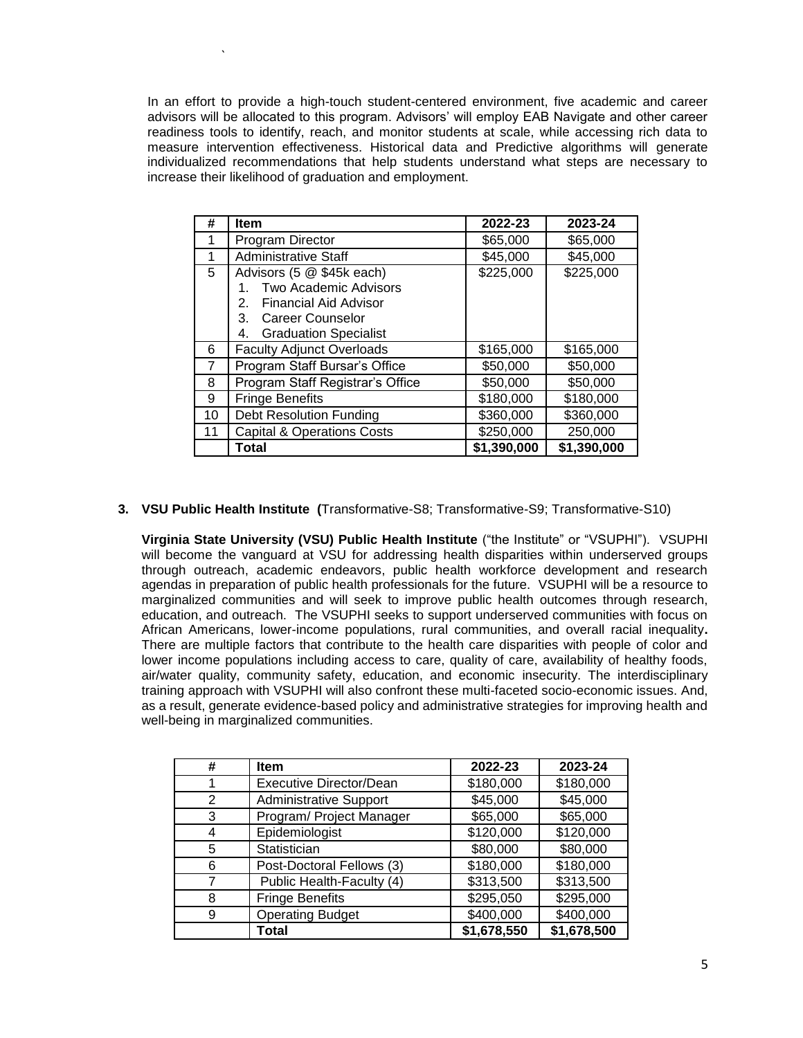In an effort to provide a high-touch student-centered environment, five academic and career advisors will be allocated to this program. Advisors' will employ EAB Navigate and other career readiness tools to identify, reach, and monitor students at scale, while accessing rich data to measure intervention effectiveness. Historical data and Predictive algorithms will generate individualized recommendations that help students understand what steps are necessary to increase their likelihood of graduation and employment.

| # | Item | 2022-23 | 2023-24 |
|---|---|---|---|
| 1 | Program Director | $65,000 | $65,000 |
| 1 | Administrative Staff | $45,000 | $45,000 |
| 5 | Advisors (5 @ $45k each)<br>1. Two Academic Advisors<br>2. Financial Aid Advisor<br>3. Career Counselor<br>4. Graduation Specialist | $225,000 | $225,000 |
| 6 | Faculty Adjunct Overloads | $165,000 | $165,000 |
| 7 | Program Staff Bursar's Office | $50,000 | $50,000 |
| 8 | Program Staff Registrar's Office | $50,000 | $50,000 |
| 9 | Fringe Benefits | $180,000 | $180,000 |
| 10 | Debt Resolution Funding | $360,000 | $360,000 |
| 11 | Capital & Operations Costs | $250,000 | 250,000 |
| | **Total** | **$1,390,000** | **$1,390,000** |

### 3. VSU Public Health Institute (Transformative-S8; Transformative-S9; Transformative-S10)

**Virginia State University (VSU) Public Health Institute** ("the Institute" or "VSUPHI"). VSUPHI will become the vanguard at VSU for addressing health disparities within underserved groups through outreach, academic endeavors, public health workforce development and research agendas in preparation of public health professionals for the future. VSUPHI will be a resource to marginalized communities and will seek to improve public health outcomes through research, education, and outreach. The VSUPHI seeks to support underserved communities with focus on African Americans, lower-income populations, rural communities, and overall racial inequality**.** There are multiple factors that contribute to the health care disparities with people of color and lower income populations including access to care, quality of care, availability of healthy foods, air/water quality, community safety, education, and economic insecurity. The interdisciplinary training approach with VSUPHI will also confront these multi-faceted socio-economic issues. And, as a result, generate evidence-based policy and administrative strategies for improving health and well-being in marginalized communities.

| # | Item | 2022-23 | 2023-24 |
|---|---|---|---|
| 1 | Executive Director/Dean | $180,000 | $180,000 |
| 2 | Administrative Support | $45,000 | $45,000 |
| 3 | Program/ Project Manager | $65,000 | $65,000 |
| 4 | Epidemiologist | $120,000 | $120,000 |
| 5 | Statistician | $80,000 | $80,000 |
| 6 | Post-Doctoral Fellows (3) | $180,000 | $180,000 |
| 7 | Public Health-Faculty (4) | $313,500 | $313,500 |
| 8 | Fringe Benefits | $295,050 | $295,000 |
| 9 | Operating Budget | $400,000 | $400,000 |
| | **Total** | **$1,678,550** | **$1,678,500** |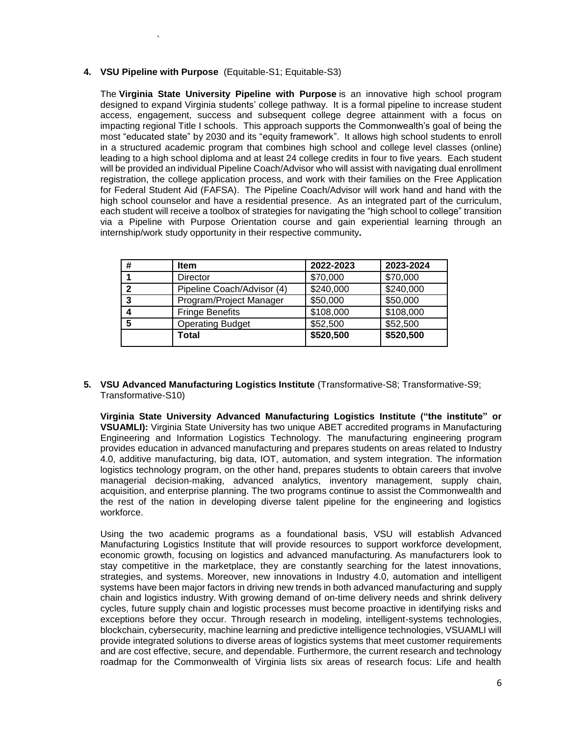**4. VSU Pipeline with Purpose** (Equitable-S1; Equitable-S3)

The **Virginia State University Pipeline with Purpose** is an innovative high school program designed to expand Virginia students' college pathway. It is a formal pipeline to increase student access, engagement, success and subsequent college degree attainment with a focus on impacting regional Title I schools. This approach supports the Commonwealth's goal of being the most "educated state" by 2030 and its "equity framework". It allows high school students to enroll in a structured academic program that combines high school and college level classes (online) leading to a high school diploma and at least 24 college credits in four to five years. Each student will be provided an individual Pipeline Coach/Advisor who will assist with navigating dual enrollment registration, the college application process, and work with their families on the Free Application for Federal Student Aid (FAFSA). The Pipeline Coach/Advisor will work hand and hand with the high school counselor and have a residential presence. As an integrated part of the curriculum, each student will receive a toolbox of strategies for navigating the "high school to college" transition via a Pipeline with Purpose Orientation course and gain experiential learning through an internship/work study opportunity in their respective community**.**

| # | Item | 2022-2023 | 2023-2024 |
|---|---|---|---|
| 1 | Director | $70,000 | $70,000 |
| 2 | Pipeline Coach/Advisor (4) | $240,000 | $240,000 |
| 3 | Program/Project Manager | $50,000 | $50,000 |
| 4 | Fringe Benefits | $108,000 | $108,000 |
| 5 | Operating Budget | $52,500 | $52,500 |
| | **Total** | **$520,500** | **$520,500** |

**5. VSU Advanced Manufacturing Logistics Institute** (Transformative-S8; Transformative-S9; Transformative-S10)

**Virginia State University Advanced Manufacturing Logistics Institute ("the institute" or VSUAMLI):** Virginia State University has two unique ABET accredited programs in Manufacturing Engineering and Information Logistics Technology. The manufacturing engineering program provides education in advanced manufacturing and prepares students on areas related to Industry 4.0, additive manufacturing, big data, IOT, automation, and system integration. The information logistics technology program, on the other hand, prepares students to obtain careers that involve managerial decision-making, advanced analytics, inventory management, supply chain, acquisition, and enterprise planning. The two programs continue to assist the Commonwealth and the rest of the nation in developing diverse talent pipeline for the engineering and logistics workforce.

Using the two academic programs as a foundational basis, VSU will establish Advanced Manufacturing Logistics Institute that will provide resources to support workforce development, economic growth, focusing on logistics and advanced manufacturing. As manufacturers look to stay competitive in the marketplace, they are constantly searching for the latest innovations, strategies, and systems. Moreover, new innovations in Industry 4.0, automation and intelligent systems have been major factors in driving new trends in both advanced manufacturing and supply chain and logistics industry. With growing demand of on-time delivery needs and shrink delivery cycles, future supply chain and logistic processes must become proactive in identifying risks and exceptions before they occur. Through research in modeling, intelligent-systems technologies, blockchain, cybersecurity, machine learning and predictive intelligence technologies, VSUAMLI will provide integrated solutions to diverse areas of logistics systems that meet customer requirements and are cost effective, secure, and dependable. Furthermore, the current research and technology roadmap for the Commonwealth of Virginia lists six areas of research focus: Life and health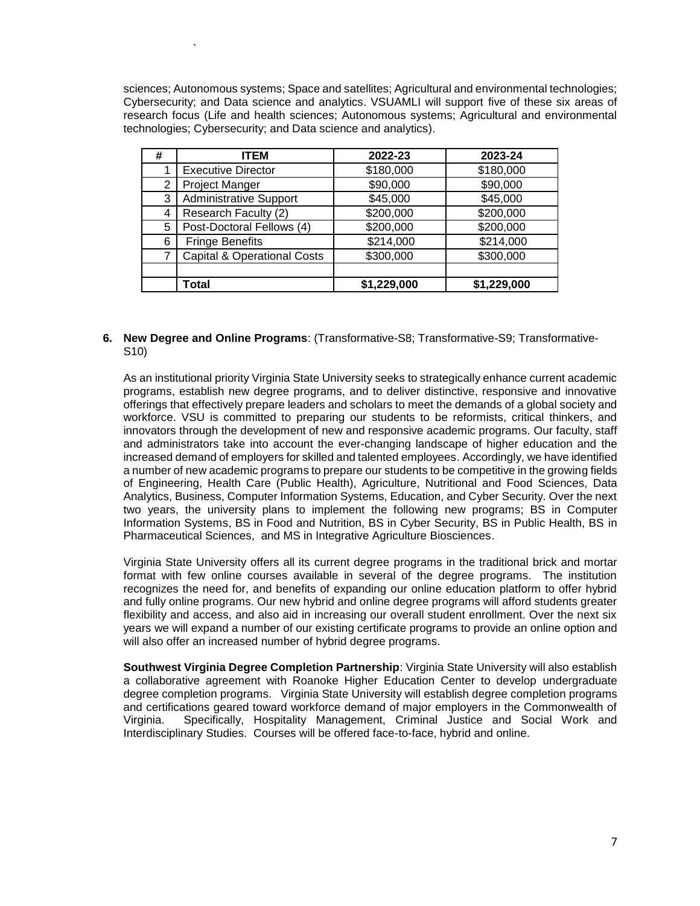sciences; Autonomous systems; Space and satellites; Agricultural and environmental technologies; Cybersecurity; and Data science and analytics. VSUAMLI will support five of these six areas of research focus (Life and health sciences; Autonomous systems; Agricultural and environmental technologies; Cybersecurity; and Data science and analytics).

| # | ITEM | 2022-23 | 2023-24 |
|---|---|---|---|
| 1 | Executive Director | \$180,000 | \$180,000 |
| 2 | Project Manger | \$90,000 | \$90,000 |
| 3 | Administrative Support | \$45,000 | \$45,000 |
| 4 | Research Faculty (2) | \$200,000 | \$200,000 |
| 5 | Post-Doctoral Fellows (4) | \$200,000 | \$200,000 |
| 6 | Fringe Benefits | \$214,000 | \$214,000 |
| 7 | Capital & Operational Costs | \$300,000 | \$300,000 |
| | | | |
| | **Total** | **\$1,229,000** | **\$1,229,000** |

**6. New Degree and Online Programs**: (Transformative-S8; Transformative-S9; Transformative-S10)

As an institutional priority Virginia State University seeks to strategically enhance current academic programs, establish new degree programs, and to deliver distinctive, responsive and innovative offerings that effectively prepare leaders and scholars to meet the demands of a global society and workforce. VSU is committed to preparing our students to be reformists, critical thinkers, and innovators through the development of new and responsive academic programs. Our faculty, staff and administrators take into account the ever-changing landscape of higher education and the increased demand of employers for skilled and talented employees. Accordingly, we have identified a number of new academic programs to prepare our students to be competitive in the growing fields of Engineering, Health Care (Public Health), Agriculture, Nutritional and Food Sciences, Data Analytics, Business, Computer Information Systems, Education, and Cyber Security. Over the next two years, the university plans to implement the following new programs; BS in Computer Information Systems, BS in Food and Nutrition, BS in Cyber Security, BS in Public Health, BS in Pharmaceutical Sciences, and MS in Integrative Agriculture Biosciences.

Virginia State University offers all its current degree programs in the traditional brick and mortar format with few online courses available in several of the degree programs. The institution recognizes the need for, and benefits of expanding our online education platform to offer hybrid and fully online programs. Our new hybrid and online degree programs will afford students greater flexibility and access, and also aid in increasing our overall student enrollment. Over the next six years we will expand a number of our existing certificate programs to provide an online option and will also offer an increased number of hybrid degree programs.

**Southwest Virginia Degree Completion Partnership**: Virginia State University will also establish a collaborative agreement with Roanoke Higher Education Center to develop undergraduate degree completion programs. Virginia State University will establish degree completion programs and certifications geared toward workforce demand of major employers in the Commonwealth of Virginia. Specifically, Hospitality Management, Criminal Justice and Social Work and Interdisciplinary Studies. Courses will be offered face-to-face, hybrid and online.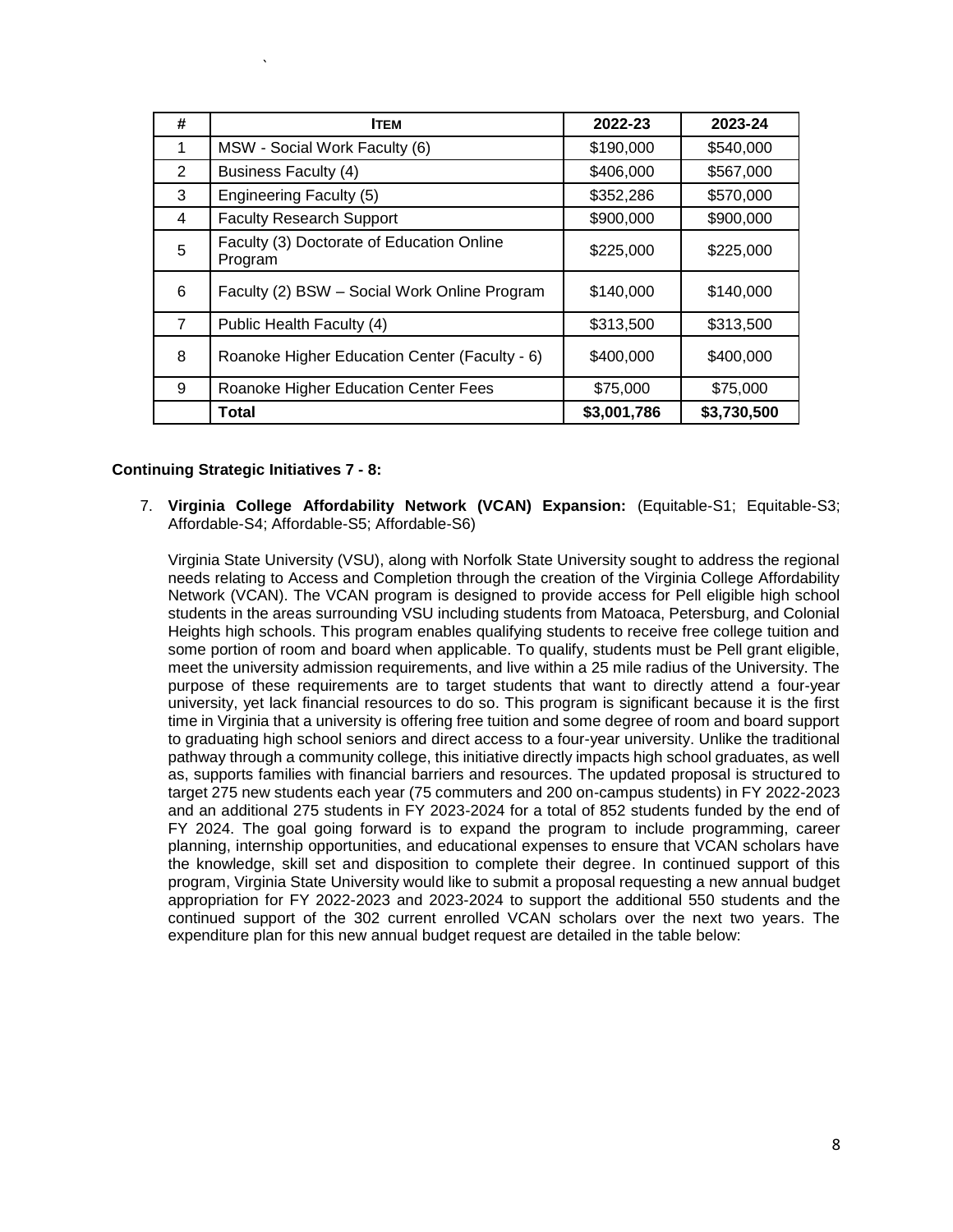| # | ITEM | 2022-23 | 2023-24 |
|---|---|---|---|
| 1 | MSW - Social Work Faculty (6) | $190,000 | $540,000 |
| 2 | Business Faculty (4) | $406,000 | $567,000 |
| 3 | Engineering Faculty (5) | $352,286 | $570,000 |
| 4 | Faculty Research Support | $900,000 | $900,000 |
| 5 | Faculty (3) Doctorate of Education Online Program | $225,000 | $225,000 |
| 6 | Faculty (2) BSW – Social Work Online Program | $140,000 | $140,000 |
| 7 | Public Health Faculty (4) | $313,500 | $313,500 |
| 8 | Roanoke Higher Education Center (Faculty - 6) | $400,000 | $400,000 |
| 9 | Roanoke Higher Education Center Fees | $75,000 | $75,000 |
| | **Total** | **$3,001,786** | **$3,730,500** |

**Continuing Strategic Initiatives 7 - 8:**

7. **Virginia College Affordability Network (VCAN) Expansion:** (Equitable-S1; Equitable-S3; Affordable-S4; Affordable-S5; Affordable-S6)

   Virginia State University (VSU), along with Norfolk State University sought to address the regional needs relating to Access and Completion through the creation of the Virginia College Affordability Network (VCAN). The VCAN program is designed to provide access for Pell eligible high school students in the areas surrounding VSU including students from Matoaca, Petersburg, and Colonial Heights high schools. This program enables qualifying students to receive free college tuition and some portion of room and board when applicable. To qualify, students must be Pell grant eligible, meet the university admission requirements, and live within a 25 mile radius of the University. The purpose of these requirements are to target students that want to directly attend a four-year university, yet lack financial resources to do so. This program is significant because it is the first time in Virginia that a university is offering free tuition and some degree of room and board support to graduating high school seniors and direct access to a four-year university. Unlike the traditional pathway through a community college, this initiative directly impacts high school graduates, as well as, supports families with financial barriers and resources. The updated proposal is structured to target 275 new students each year (75 commuters and 200 on-campus students) in FY 2022-2023 and an additional 275 students in FY 2023-2024 for a total of 852 students funded by the end of FY 2024. The goal going forward is to expand the program to include programming, career planning, internship opportunities, and educational expenses to ensure that VCAN scholars have the knowledge, skill set and disposition to complete their degree. In continued support of this program, Virginia State University would like to submit a proposal requesting a new annual budget appropriation for FY 2022-2023 and 2023-2024 to support the additional 550 students and the continued support of the 302 current enrolled VCAN scholars over the next two years. The expenditure plan for this new annual budget request are detailed in the table below: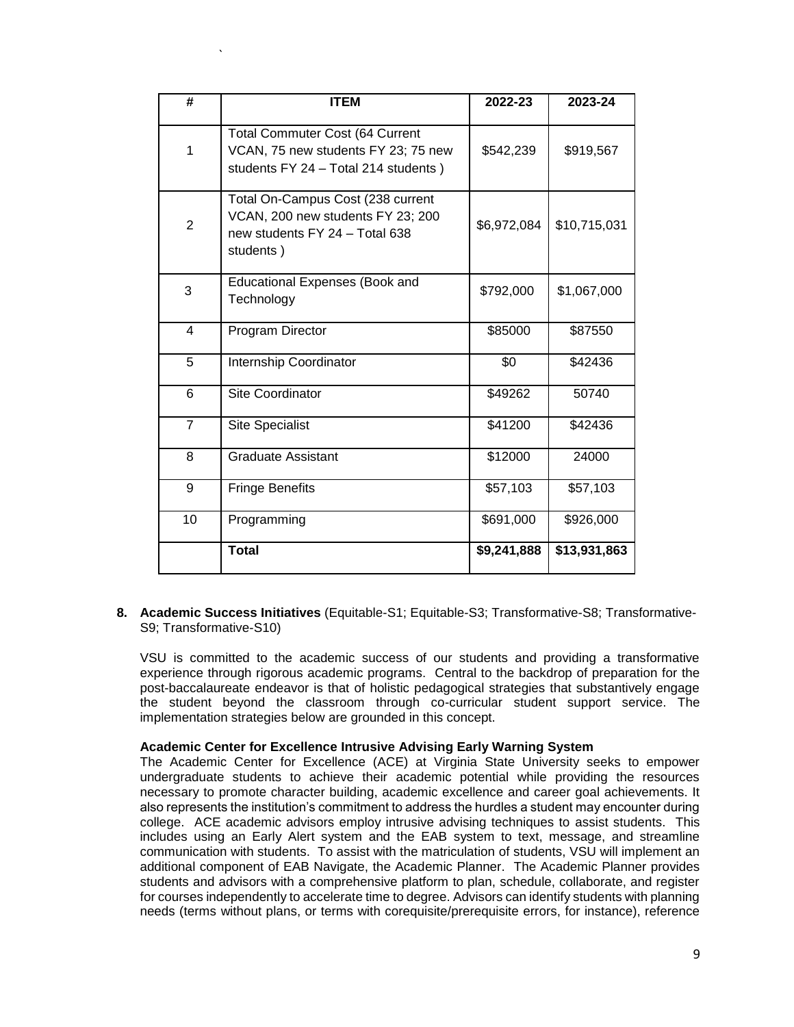| # | ITEM | 2022-23 | 2023-24 |
|---|---|---|---|
| 1 | Total Commuter Cost (64 Current VCAN, 75 new students FY 23; 75 new students FY 24 – Total 214 students ) | $542,239 | $919,567 |
| 2 | Total On-Campus Cost (238 current VCAN, 200 new students FY 23; 200 new students FY 24 – Total 638 students ) | $6,972,084 | $10,715,031 |
| 3 | Educational Expenses (Book and Technology | $792,000 | $1,067,000 |
| 4 | Program Director | $85000 | $87550 |
| 5 | Internship Coordinator | $0 | $42436 |
| 6 | Site Coordinator | $49262 | 50740 |
| 7 | Site Specialist | $41200 | $42436 |
| 8 | Graduate Assistant | $12000 | 24000 |
| 9 | Fringe Benefits | $57,103 | $57,103 |
| 10 | Programming | $691,000 | $926,000 |
| | **Total** | **$9,241,888** | **$13,931,863** |

**8. Academic Success Initiatives** (Equitable-S1; Equitable-S3; Transformative-S8; Transformative-S9; Transformative-S10)

VSU is committed to the academic success of our students and providing a transformative experience through rigorous academic programs. Central to the backdrop of preparation for the post-baccalaureate endeavor is that of holistic pedagogical strategies that substantively engage the student beyond the classroom through co-curricular student support service. The implementation strategies below are grounded in this concept.

**Academic Center for Excellence Intrusive Advising Early Warning System**

The Academic Center for Excellence (ACE) at Virginia State University seeks to empower undergraduate students to achieve their academic potential while providing the resources necessary to promote character building, academic excellence and career goal achievements. It also represents the institution's commitment to address the hurdles a student may encounter during college. ACE academic advisors employ intrusive advising techniques to assist students. This includes using an Early Alert system and the EAB system to text, message, and streamline communication with students. To assist with the matriculation of students, VSU will implement an additional component of EAB Navigate, the Academic Planner. The Academic Planner provides students and advisors with a comprehensive platform to plan, schedule, collaborate, and register for courses independently to accelerate time to degree. Advisors can identify students with planning needs (terms without plans, or terms with corequisite/prerequisite errors, for instance), reference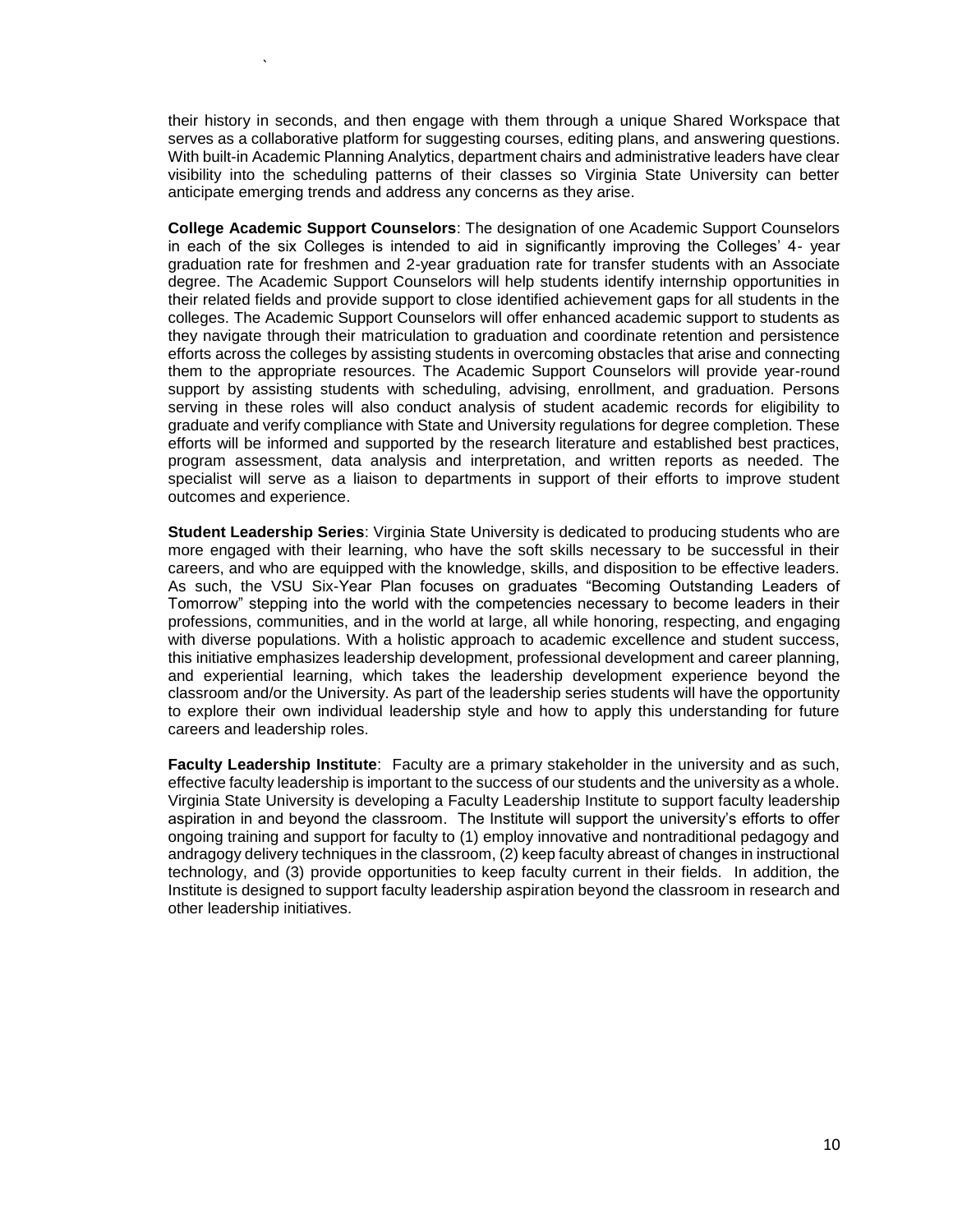their history in seconds, and then engage with them through a unique Shared Workspace that serves as a collaborative platform for suggesting courses, editing plans, and answering questions. With built-in Academic Planning Analytics, department chairs and administrative leaders have clear visibility into the scheduling patterns of their classes so Virginia State University can better anticipate emerging trends and address any concerns as they arise.

**College Academic Support Counselors**: The designation of one Academic Support Counselors in each of the six Colleges is intended to aid in significantly improving the Colleges' 4- year graduation rate for freshmen and 2-year graduation rate for transfer students with an Associate degree. The Academic Support Counselors will help students identify internship opportunities in their related fields and provide support to close identified achievement gaps for all students in the colleges. The Academic Support Counselors will offer enhanced academic support to students as they navigate through their matriculation to graduation and coordinate retention and persistence efforts across the colleges by assisting students in overcoming obstacles that arise and connecting them to the appropriate resources. The Academic Support Counselors will provide year-round support by assisting students with scheduling, advising, enrollment, and graduation. Persons serving in these roles will also conduct analysis of student academic records for eligibility to graduate and verify compliance with State and University regulations for degree completion. These efforts will be informed and supported by the research literature and established best practices, program assessment, data analysis and interpretation, and written reports as needed. The specialist will serve as a liaison to departments in support of their efforts to improve student outcomes and experience.

**Student Leadership Series**: Virginia State University is dedicated to producing students who are more engaged with their learning, who have the soft skills necessary to be successful in their careers, and who are equipped with the knowledge, skills, and disposition to be effective leaders. As such, the VSU Six-Year Plan focuses on graduates "Becoming Outstanding Leaders of Tomorrow" stepping into the world with the competencies necessary to become leaders in their professions, communities, and in the world at large, all while honoring, respecting, and engaging with diverse populations. With a holistic approach to academic excellence and student success, this initiative emphasizes leadership development, professional development and career planning, and experiential learning, which takes the leadership development experience beyond the classroom and/or the University. As part of the leadership series students will have the opportunity to explore their own individual leadership style and how to apply this understanding for future careers and leadership roles.

**Faculty Leadership Institute**: Faculty are a primary stakeholder in the university and as such, effective faculty leadership is important to the success of our students and the university as a whole. Virginia State University is developing a Faculty Leadership Institute to support faculty leadership aspiration in and beyond the classroom. The Institute will support the university's efforts to offer ongoing training and support for faculty to (1) employ innovative and nontraditional pedagogy and andragogy delivery techniques in the classroom, (2) keep faculty abreast of changes in instructional technology, and (3) provide opportunities to keep faculty current in their fields. In addition, the Institute is designed to support faculty leadership aspiration beyond the classroom in research and other leadership initiatives.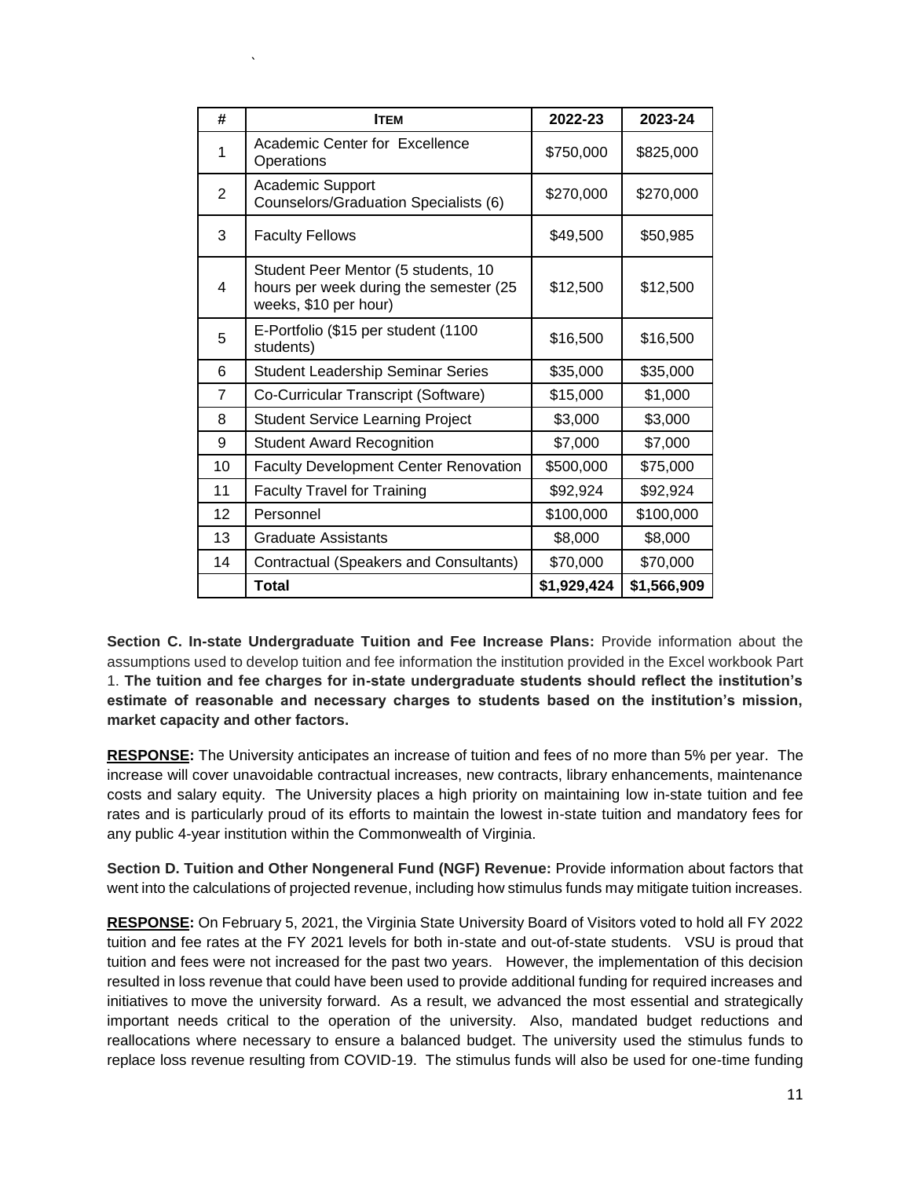| # | ITEM | 2022-23 | 2023-24 |
|---|---|---|---|
| 1 | Academic Center for Excellence Operations | $750,000 | $825,000 |
| 2 | Academic Support Counselors/Graduation Specialists (6) | $270,000 | $270,000 |
| 3 | Faculty Fellows | $49,500 | $50,985 |
| 4 | Student Peer Mentor (5 students, 10 hours per week during the semester (25 weeks, $10 per hour) | $12,500 | $12,500 |
| 5 | E-Portfolio ($15 per student (1100 students) | $16,500 | $16,500 |
| 6 | Student Leadership Seminar Series | $35,000 | $35,000 |
| 7 | Co-Curricular Transcript (Software) | $15,000 | $1,000 |
| 8 | Student Service Learning Project | $3,000 | $3,000 |
| 9 | Student Award Recognition | $7,000 | $7,000 |
| 10 | Faculty Development Center Renovation | $500,000 | $75,000 |
| 11 | Faculty Travel for Training | $92,924 | $92,924 |
| 12 | Personnel | $100,000 | $100,000 |
| 13 | Graduate Assistants | $8,000 | $8,000 |
| 14 | Contractual (Speakers and Consultants) | $70,000 | $70,000 |
| | **Total** | **$1,929,424** | **$1,566,909** |

**Section C. In-state Undergraduate Tuition and Fee Increase Plans:** Provide information about the assumptions used to develop tuition and fee information the institution provided in the Excel workbook Part 1. **The tuition and fee charges for in-state undergraduate students should reflect the institution's estimate of reasonable and necessary charges to students based on the institution's mission, market capacity and other factors.**

**RESPONSE:** The University anticipates an increase of tuition and fees of no more than 5% per year. The increase will cover unavoidable contractual increases, new contracts, library enhancements, maintenance costs and salary equity. The University places a high priority on maintaining low in-state tuition and fee rates and is particularly proud of its efforts to maintain the lowest in-state tuition and mandatory fees for any public 4-year institution within the Commonwealth of Virginia.

**Section D. Tuition and Other Nongeneral Fund (NGF) Revenue:** Provide information about factors that went into the calculations of projected revenue, including how stimulus funds may mitigate tuition increases.

**RESPONSE:** On February 5, 2021, the Virginia State University Board of Visitors voted to hold all FY 2022 tuition and fee rates at the FY 2021 levels for both in-state and out-of-state students. VSU is proud that tuition and fees were not increased for the past two years. However, the implementation of this decision resulted in loss revenue that could have been used to provide additional funding for required increases and initiatives to move the university forward. As a result, we advanced the most essential and strategically important needs critical to the operation of the university. Also, mandated budget reductions and reallocations where necessary to ensure a balanced budget. The university used the stimulus funds to replace loss revenue resulting from COVID-19. The stimulus funds will also be used for one-time funding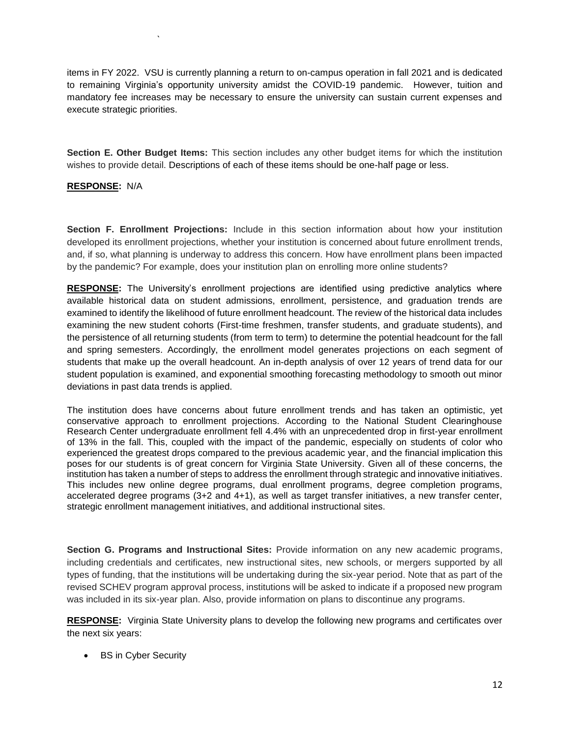items in FY 2022. VSU is currently planning a return to on-campus operation in fall 2021 and is dedicated to remaining Virginia's opportunity university amidst the COVID-19 pandemic. However, tuition and mandatory fee increases may be necessary to ensure the university can sustain current expenses and execute strategic priorities.

**Section E. Other Budget Items:** This section includes any other budget items for which the institution wishes to provide detail. Descriptions of each of these items should be one-half page or less.

**RESPONSE:** N/A

**Section F. Enrollment Projections:** Include in this section information about how your institution developed its enrollment projections, whether your institution is concerned about future enrollment trends, and, if so, what planning is underway to address this concern. How have enrollment plans been impacted by the pandemic? For example, does your institution plan on enrolling more online students?

**RESPONSE:** The University's enrollment projections are identified using predictive analytics where available historical data on student admissions, enrollment, persistence, and graduation trends are examined to identify the likelihood of future enrollment headcount. The review of the historical data includes examining the new student cohorts (First-time freshmen, transfer students, and graduate students), and the persistence of all returning students (from term to term) to determine the potential headcount for the fall and spring semesters. Accordingly, the enrollment model generates projections on each segment of students that make up the overall headcount. An in-depth analysis of over 12 years of trend data for our student population is examined, and exponential smoothing forecasting methodology to smooth out minor deviations in past data trends is applied.

The institution does have concerns about future enrollment trends and has taken an optimistic, yet conservative approach to enrollment projections. According to the National Student Clearinghouse Research Center undergraduate enrollment fell 4.4% with an unprecedented drop in first-year enrollment of 13% in the fall. This, coupled with the impact of the pandemic, especially on students of color who experienced the greatest drops compared to the previous academic year, and the financial implication this poses for our students is of great concern for Virginia State University. Given all of these concerns, the institution has taken a number of steps to address the enrollment through strategic and innovative initiatives. This includes new online degree programs, dual enrollment programs, degree completion programs, accelerated degree programs (3+2 and 4+1), as well as target transfer initiatives, a new transfer center, strategic enrollment management initiatives, and additional instructional sites.

**Section G. Programs and Instructional Sites:** Provide information on any new academic programs, including credentials and certificates, new instructional sites, new schools, or mergers supported by all types of funding, that the institutions will be undertaking during the six-year period. Note that as part of the revised SCHEV program approval process, institutions will be asked to indicate if a proposed new program was included in its six-year plan. Also, provide information on plans to discontinue any programs.

**RESPONSE:** Virginia State University plans to develop the following new programs and certificates over the next six years:

- BS in Cyber Security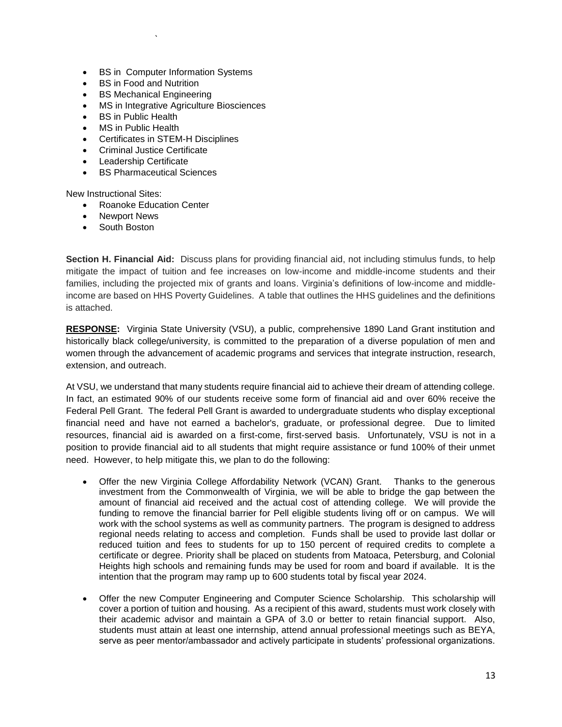- BS in Computer Information Systems
- BS in Food and Nutrition
- BS Mechanical Engineering
- MS in Integrative Agriculture Biosciences
- BS in Public Health
- MS in Public Health
- Certificates in STEM-H Disciplines
- Criminal Justice Certificate
- Leadership Certificate
- BS Pharmaceutical Sciences

New Instructional Sites:

- Roanoke Education Center
- Newport News
- South Boston

**Section H. Financial Aid:** Discuss plans for providing financial aid, not including stimulus funds, to help mitigate the impact of tuition and fee increases on low-income and middle-income students and their families, including the projected mix of grants and loans. Virginia's definitions of low-income and middle-income are based on HHS Poverty Guidelines. A table that outlines the HHS guidelines and the definitions is attached.

**RESPONSE:** Virginia State University (VSU), a public, comprehensive 1890 Land Grant institution and historically black college/university, is committed to the preparation of a diverse population of men and women through the advancement of academic programs and services that integrate instruction, research, extension, and outreach.

At VSU, we understand that many students require financial aid to achieve their dream of attending college. In fact, an estimated 90% of our students receive some form of financial aid and over 60% receive the Federal Pell Grant. The federal Pell Grant is awarded to undergraduate students who display exceptional financial need and have not earned a bachelor's, graduate, or professional degree. Due to limited resources, financial aid is awarded on a first-come, first-served basis. Unfortunately, VSU is not in a position to provide financial aid to all students that might require assistance or fund 100% of their unmet need. However, to help mitigate this, we plan to do the following:

- Offer the new Virginia College Affordability Network (VCAN) Grant. Thanks to the generous investment from the Commonwealth of Virginia, we will be able to bridge the gap between the amount of financial aid received and the actual cost of attending college. We will provide the funding to remove the financial barrier for Pell eligible students living off or on campus. We will work with the school systems as well as community partners. The program is designed to address regional needs relating to access and completion. Funds shall be used to provide last dollar or reduced tuition and fees to students for up to 150 percent of required credits to complete a certificate or degree. Priority shall be placed on students from Matoaca, Petersburg, and Colonial Heights high schools and remaining funds may be used for room and board if available. It is the intention that the program may ramp up to 600 students total by fiscal year 2024.

- Offer the new Computer Engineering and Computer Science Scholarship. This scholarship will cover a portion of tuition and housing. As a recipient of this award, students must work closely with their academic advisor and maintain a GPA of 3.0 or better to retain financial support. Also, students must attain at least one internship, attend annual professional meetings such as BEYA, serve as peer mentor/ambassador and actively participate in students' professional organizations.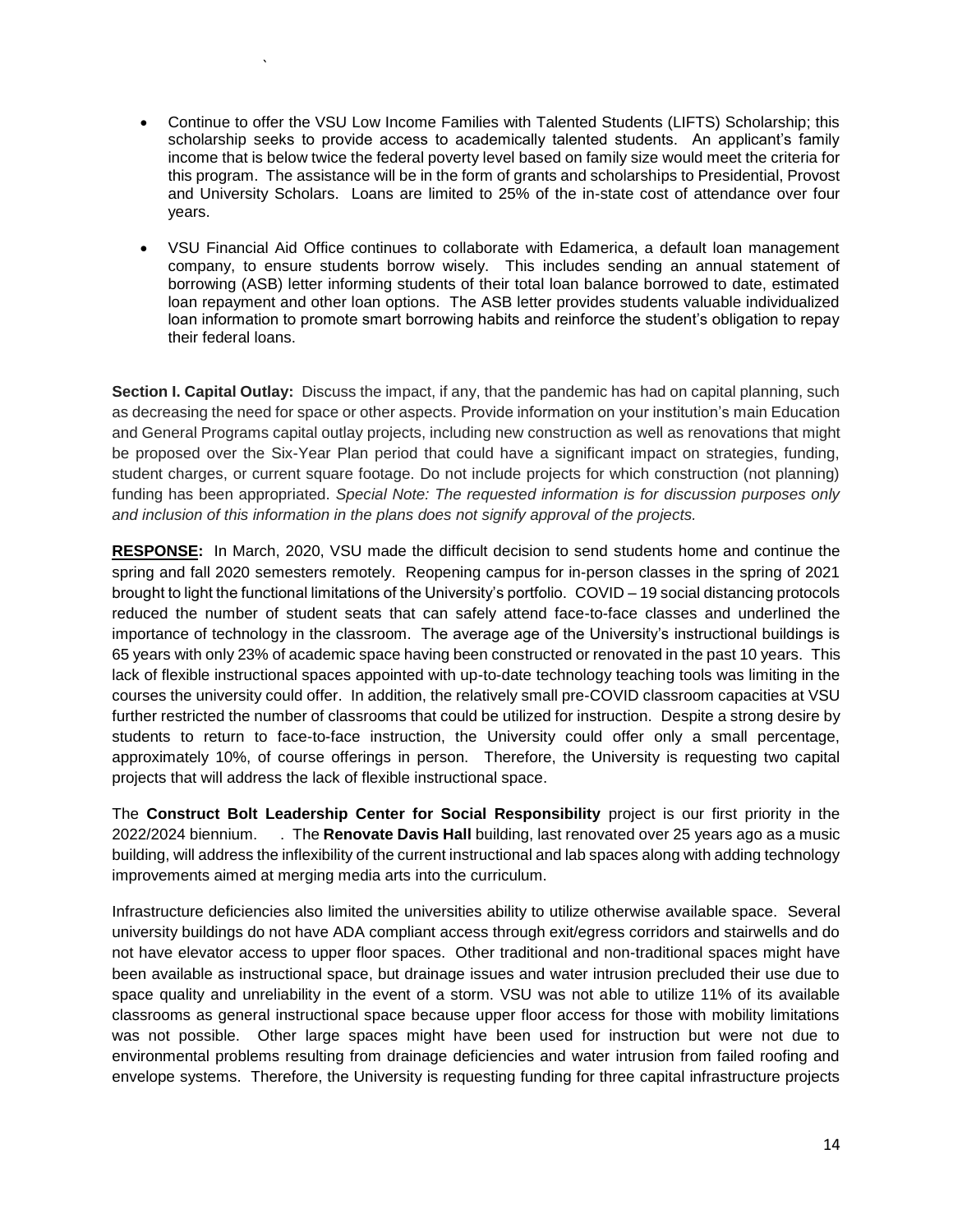- Continue to offer the VSU Low Income Families with Talented Students (LIFTS) Scholarship; this scholarship seeks to provide access to academically talented students. An applicant's family income that is below twice the federal poverty level based on family size would meet the criteria for this program. The assistance will be in the form of grants and scholarships to Presidential, Provost and University Scholars. Loans are limited to 25% of the in-state cost of attendance over four years.

- VSU Financial Aid Office continues to collaborate with Edamerica, a default loan management company, to ensure students borrow wisely. This includes sending an annual statement of borrowing (ASB) letter informing students of their total loan balance borrowed to date, estimated loan repayment and other loan options. The ASB letter provides students valuable individualized loan information to promote smart borrowing habits and reinforce the student's obligation to repay their federal loans.

**Section I. Capital Outlay:** Discuss the impact, if any, that the pandemic has had on capital planning, such as decreasing the need for space or other aspects. Provide information on your institution's main Education and General Programs capital outlay projects, including new construction as well as renovations that might be proposed over the Six-Year Plan period that could have a significant impact on strategies, funding, student charges, or current square footage. Do not include projects for which construction (not planning) funding has been appropriated. *Special Note: The requested information is for discussion purposes only and inclusion of this information in the plans does not signify approval of the projects.*

**RESPONSE:** In March, 2020, VSU made the difficult decision to send students home and continue the spring and fall 2020 semesters remotely. Reopening campus for in-person classes in the spring of 2021 brought to light the functional limitations of the University's portfolio. COVID – 19 social distancing protocols reduced the number of student seats that can safely attend face-to-face classes and underlined the importance of technology in the classroom. The average age of the University's instructional buildings is 65 years with only 23% of academic space having been constructed or renovated in the past 10 years. This lack of flexible instructional spaces appointed with up-to-date technology teaching tools was limiting in the courses the university could offer. In addition, the relatively small pre-COVID classroom capacities at VSU further restricted the number of classrooms that could be utilized for instruction. Despite a strong desire by students to return to face-to-face instruction, the University could offer only a small percentage, approximately 10%, of course offerings in person. Therefore, the University is requesting two capital projects that will address the lack of flexible instructional space.

The **Construct Bolt Leadership Center for Social Responsibility** project is our first priority in the 2022/2024 biennium. . The **Renovate Davis Hall** building, last renovated over 25 years ago as a music building, will address the inflexibility of the current instructional and lab spaces along with adding technology improvements aimed at merging media arts into the curriculum.

Infrastructure deficiencies also limited the universities ability to utilize otherwise available space. Several university buildings do not have ADA compliant access through exit/egress corridors and stairwells and do not have elevator access to upper floor spaces. Other traditional and non-traditional spaces might have been available as instructional space, but drainage issues and water intrusion precluded their use due to space quality and unreliability in the event of a storm. VSU was not able to utilize 11% of its available classrooms as general instructional space because upper floor access for those with mobility limitations was not possible. Other large spaces might have been used for instruction but were not due to environmental problems resulting from drainage deficiencies and water intrusion from failed roofing and envelope systems. Therefore, the University is requesting funding for three capital infrastructure projects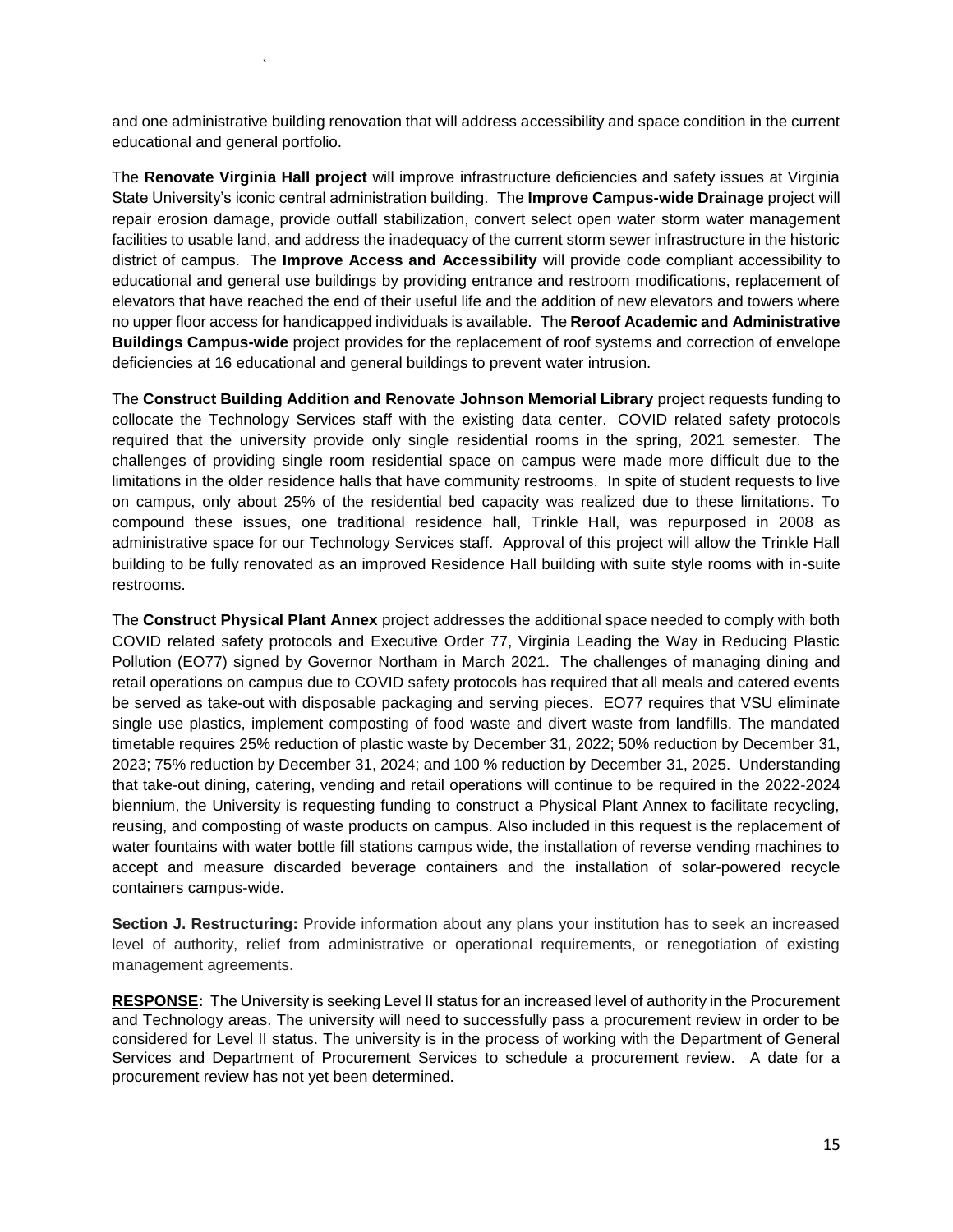and one administrative building renovation that will address accessibility and space condition in the current educational and general portfolio.

The **Renovate Virginia Hall project** will improve infrastructure deficiencies and safety issues at Virginia State University's iconic central administration building. The **Improve Campus-wide Drainage** project will repair erosion damage, provide outfall stabilization, convert select open water storm water management facilities to usable land, and address the inadequacy of the current storm sewer infrastructure in the historic district of campus. The **Improve Access and Accessibility** will provide code compliant accessibility to educational and general use buildings by providing entrance and restroom modifications, replacement of elevators that have reached the end of their useful life and the addition of new elevators and towers where no upper floor access for handicapped individuals is available. The **Reroof Academic and Administrative Buildings Campus-wide** project provides for the replacement of roof systems and correction of envelope deficiencies at 16 educational and general buildings to prevent water intrusion.

The **Construct Building Addition and Renovate Johnson Memorial Library** project requests funding to collocate the Technology Services staff with the existing data center. COVID related safety protocols required that the university provide only single residential rooms in the spring, 2021 semester. The challenges of providing single room residential space on campus were made more difficult due to the limitations in the older residence halls that have community restrooms. In spite of student requests to live on campus, only about 25% of the residential bed capacity was realized due to these limitations. To compound these issues, one traditional residence hall, Trinkle Hall, was repurposed in 2008 as administrative space for our Technology Services staff. Approval of this project will allow the Trinkle Hall building to be fully renovated as an improved Residence Hall building with suite style rooms with in-suite restrooms.

The **Construct Physical Plant Annex** project addresses the additional space needed to comply with both COVID related safety protocols and Executive Order 77, Virginia Leading the Way in Reducing Plastic Pollution (EO77) signed by Governor Northam in March 2021. The challenges of managing dining and retail operations on campus due to COVID safety protocols has required that all meals and catered events be served as take-out with disposable packaging and serving pieces. EO77 requires that VSU eliminate single use plastics, implement composting of food waste and divert waste from landfills. The mandated timetable requires 25% reduction of plastic waste by December 31, 2022; 50% reduction by December 31, 2023; 75% reduction by December 31, 2024; and 100 % reduction by December 31, 2025. Understanding that take-out dining, catering, vending and retail operations will continue to be required in the 2022-2024 biennium, the University is requesting funding to construct a Physical Plant Annex to facilitate recycling, reusing, and composting of waste products on campus. Also included in this request is the replacement of water fountains with water bottle fill stations campus wide, the installation of reverse vending machines to accept and measure discarded beverage containers and the installation of solar-powered recycle containers campus-wide.

**Section J. Restructuring:** Provide information about any plans your institution has to seek an increased level of authority, relief from administrative or operational requirements, or renegotiation of existing management agreements.

**RESPONSE:** The University is seeking Level II status for an increased level of authority in the Procurement and Technology areas. The university will need to successfully pass a procurement review in order to be considered for Level II status. The university is in the process of working with the Department of General Services and Department of Procurement Services to schedule a procurement review. A date for a procurement review has not yet been determined.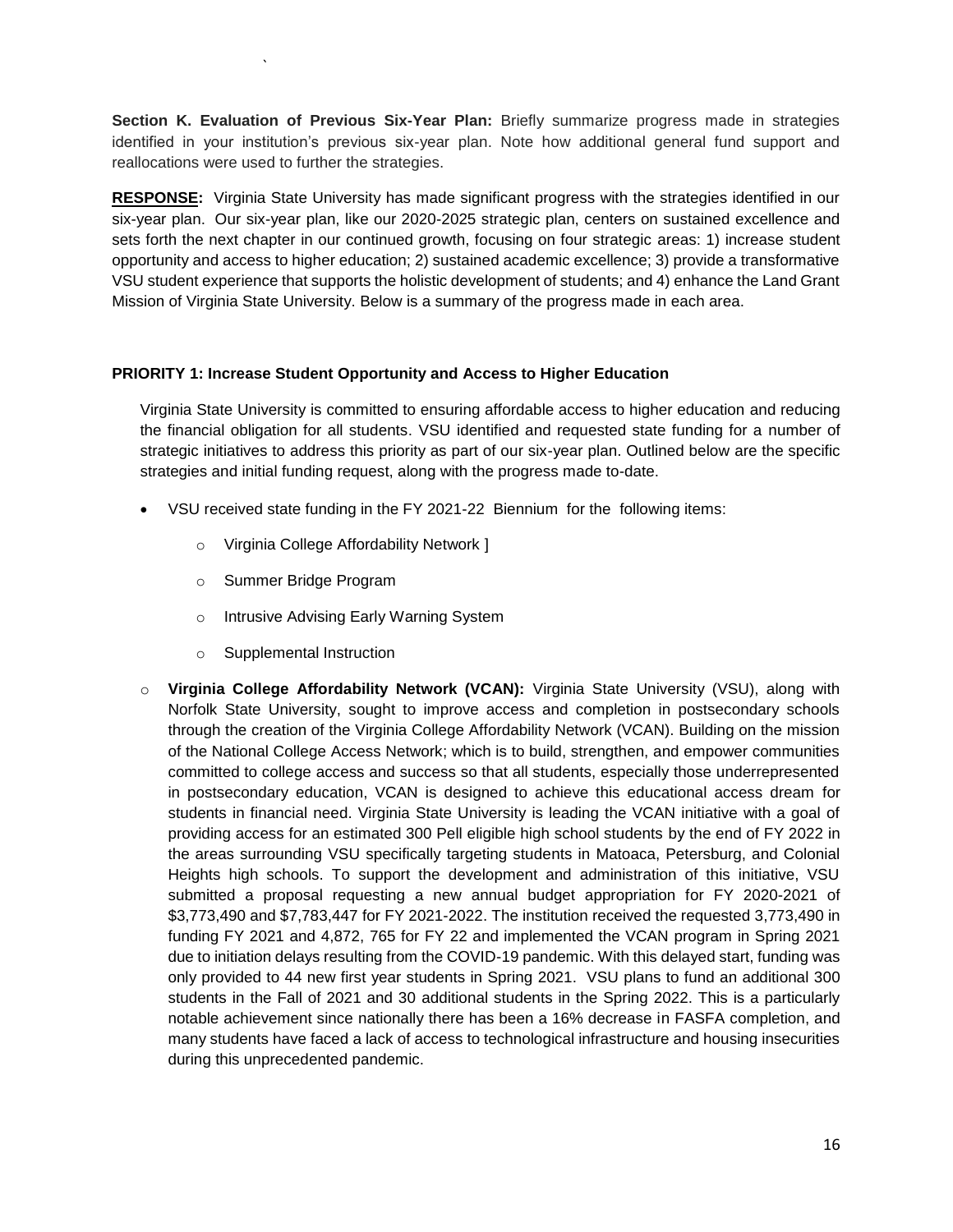**Section K. Evaluation of Previous Six-Year Plan:** Briefly summarize progress made in strategies identified in your institution's previous six-year plan. Note how additional general fund support and reallocations were used to further the strategies.

**RESPONSE:** Virginia State University has made significant progress with the strategies identified in our six-year plan. Our six-year plan, like our 2020-2025 strategic plan, centers on sustained excellence and sets forth the next chapter in our continued growth, focusing on four strategic areas: 1) increase student opportunity and access to higher education; 2) sustained academic excellence; 3) provide a transformative VSU student experience that supports the holistic development of students; and 4) enhance the Land Grant Mission of Virginia State University. Below is a summary of the progress made in each area.

**PRIORITY 1: Increase Student Opportunity and Access to Higher Education**

Virginia State University is committed to ensuring affordable access to higher education and reducing the financial obligation for all students. VSU identified and requested state funding for a number of strategic initiatives to address this priority as part of our six-year plan. Outlined below are the specific strategies and initial funding request, along with the progress made to-date.

- VSU received state funding in the FY 2021-22 Biennium for the following items:
  - Virginia College Affordability Network ]
  - Summer Bridge Program
  - Intrusive Advising Early Warning System
  - Supplemental Instruction

- **Virginia College Affordability Network (VCAN):** Virginia State University (VSU), along with Norfolk State University, sought to improve access and completion in postsecondary schools through the creation of the Virginia College Affordability Network (VCAN). Building on the mission of the National College Access Network; which is to build, strengthen, and empower communities committed to college access and success so that all students, especially those underrepresented in postsecondary education, VCAN is designed to achieve this educational access dream for students in financial need. Virginia State University is leading the VCAN initiative with a goal of providing access for an estimated 300 Pell eligible high school students by the end of FY 2022 in the areas surrounding VSU specifically targeting students in Matoaca, Petersburg, and Colonial Heights high schools. To support the development and administration of this initiative, VSU submitted a proposal requesting a new annual budget appropriation for FY 2020-2021 of $3,773,490 and $7,783,447 for FY 2021-2022. The institution received the requested 3,773,490 in funding FY 2021 and 4,872, 765 for FY 22 and implemented the VCAN program in Spring 2021 due to initiation delays resulting from the COVID-19 pandemic. With this delayed start, funding was only provided to 44 new first year students in Spring 2021. VSU plans to fund an additional 300 students in the Fall of 2021 and 30 additional students in the Spring 2022. This is a particularly notable achievement since nationally there has been a 16% decrease in FASFA completion, and many students have faced a lack of access to technological infrastructure and housing insecurities during this unprecedented pandemic.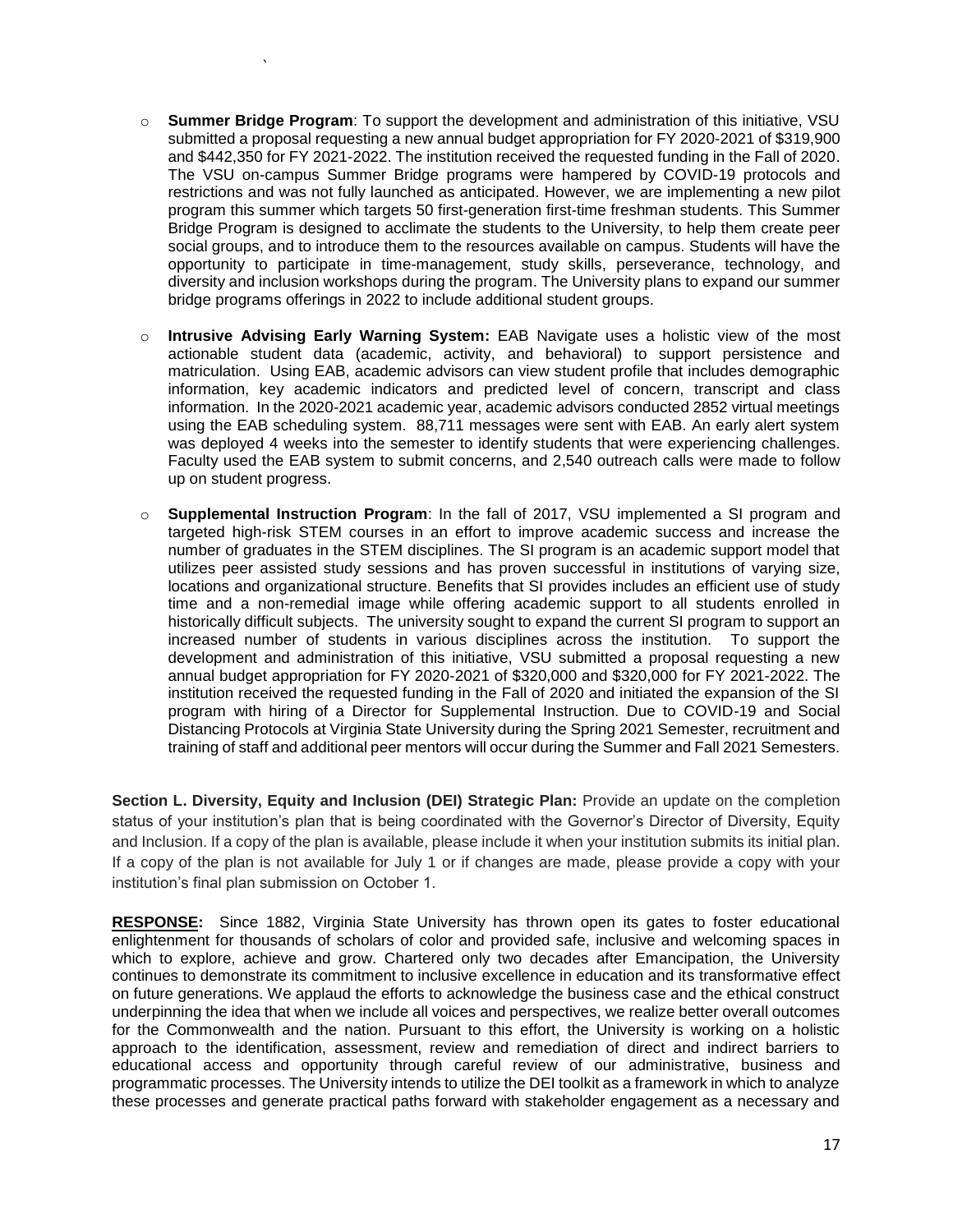- **Summer Bridge Program**: To support the development and administration of this initiative, VSU submitted a proposal requesting a new annual budget appropriation for FY 2020-2021 of $319,900 and $442,350 for FY 2021-2022. The institution received the requested funding in the Fall of 2020. The VSU on-campus Summer Bridge programs were hampered by COVID-19 protocols and restrictions and was not fully launched as anticipated. However, we are implementing a new pilot program this summer which targets 50 first-generation first-time freshman students. This Summer Bridge Program is designed to acclimate the students to the University, to help them create peer social groups, and to introduce them to the resources available on campus. Students will have the opportunity to participate in time-management, study skills, perseverance, technology, and diversity and inclusion workshops during the program. The University plans to expand our summer bridge programs offerings in 2022 to include additional student groups.

- **Intrusive Advising Early Warning System:** EAB Navigate uses a holistic view of the most actionable student data (academic, activity, and behavioral) to support persistence and matriculation. Using EAB, academic advisors can view student profile that includes demographic information, key academic indicators and predicted level of concern, transcript and class information. In the 2020-2021 academic year, academic advisors conducted 2852 virtual meetings using the EAB scheduling system. 88,711 messages were sent with EAB. An early alert system was deployed 4 weeks into the semester to identify students that were experiencing challenges. Faculty used the EAB system to submit concerns, and 2,540 outreach calls were made to follow up on student progress.

- **Supplemental Instruction Program**: In the fall of 2017, VSU implemented a SI program and targeted high-risk STEM courses in an effort to improve academic success and increase the number of graduates in the STEM disciplines. The SI program is an academic support model that utilizes peer assisted study sessions and has proven successful in institutions of varying size, locations and organizational structure. Benefits that SI provides includes an efficient use of study time and a non-remedial image while offering academic support to all students enrolled in historically difficult subjects. The university sought to expand the current SI program to support an increased number of students in various disciplines across the institution. To support the development and administration of this initiative, VSU submitted a proposal requesting a new annual budget appropriation for FY 2020-2021 of $320,000 and $320,000 for FY 2021-2022. The institution received the requested funding in the Fall of 2020 and initiated the expansion of the SI program with hiring of a Director for Supplemental Instruction. Due to COVID-19 and Social Distancing Protocols at Virginia State University during the Spring 2021 Semester, recruitment and training of staff and additional peer mentors will occur during the Summer and Fall 2021 Semesters.

**Section L. Diversity, Equity and Inclusion (DEI) Strategic Plan:** Provide an update on the completion status of your institution's plan that is being coordinated with the Governor's Director of Diversity, Equity and Inclusion. If a copy of the plan is available, please include it when your institution submits its initial plan. If a copy of the plan is not available for July 1 or if changes are made, please provide a copy with your institution's final plan submission on October 1.

**RESPONSE:** Since 1882, Virginia State University has thrown open its gates to foster educational enlightenment for thousands of scholars of color and provided safe, inclusive and welcoming spaces in which to explore, achieve and grow. Chartered only two decades after Emancipation, the University continues to demonstrate its commitment to inclusive excellence in education and its transformative effect on future generations. We applaud the efforts to acknowledge the business case and the ethical construct underpinning the idea that when we include all voices and perspectives, we realize better overall outcomes for the Commonwealth and the nation. Pursuant to this effort, the University is working on a holistic approach to the identification, assessment, review and remediation of direct and indirect barriers to educational access and opportunity through careful review of our administrative, business and programmatic processes. The University intends to utilize the DEI toolkit as a framework in which to analyze these processes and generate practical paths forward with stakeholder engagement as a necessary and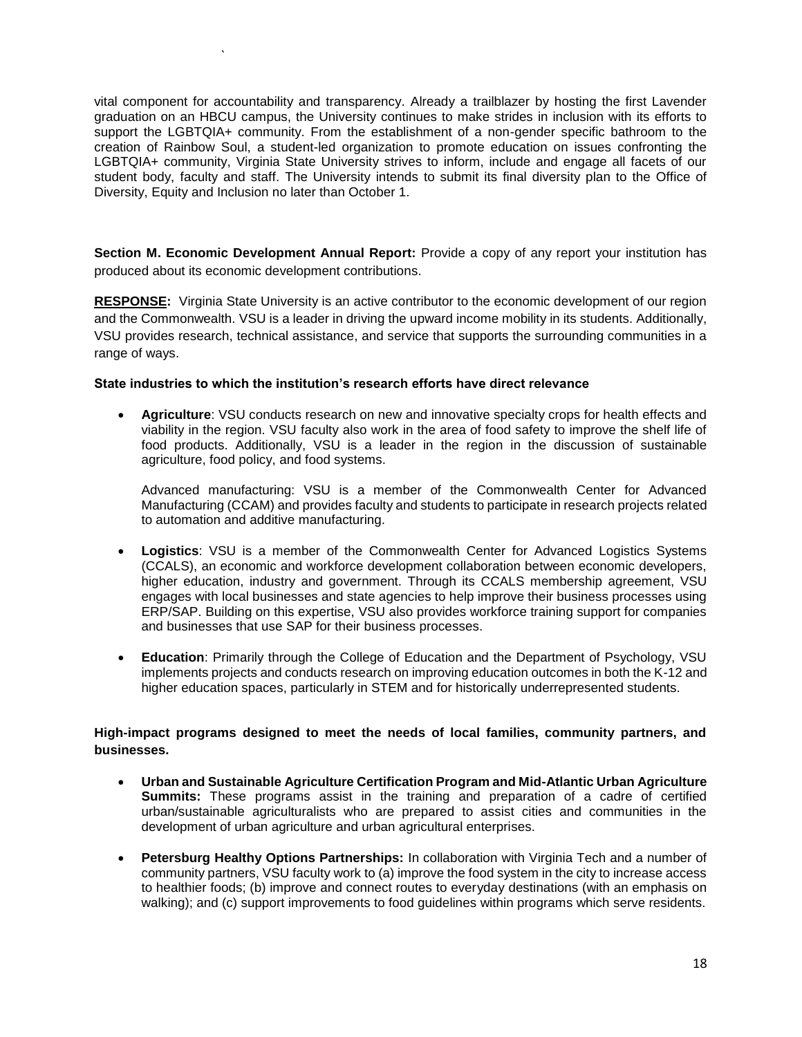vital component for accountability and transparency. Already a trailblazer by hosting the first Lavender graduation on an HBCU campus, the University continues to make strides in inclusion with its efforts to support the LGBTQIA+ community. From the establishment of a non-gender specific bathroom to the creation of Rainbow Soul, a student-led organization to promote education on issues confronting the LGBTQIA+ community, Virginia State University strives to inform, include and engage all facets of our student body, faculty and staff. The University intends to submit its final diversity plan to the Office of Diversity, Equity and Inclusion no later than October 1.

**Section M. Economic Development Annual Report:** Provide a copy of any report your institution has produced about its economic development contributions.

**RESPONSE:** Virginia State University is an active contributor to the economic development of our region and the Commonwealth. VSU is a leader in driving the upward income mobility in its students. Additionally, VSU provides research, technical assistance, and service that supports the surrounding communities in a range of ways.

**State industries to which the institution's research efforts have direct relevance**

- **Agriculture**: VSU conducts research on new and innovative specialty crops for health effects and viability in the region. VSU faculty also work in the area of food safety to improve the shelf life of food products. Additionally, VSU is a leader in the region in the discussion of sustainable agriculture, food policy, and food systems.

  Advanced manufacturing: VSU is a member of the Commonwealth Center for Advanced Manufacturing (CCAM) and provides faculty and students to participate in research projects related to automation and additive manufacturing.

- **Logistics**: VSU is a member of the Commonwealth Center for Advanced Logistics Systems (CCALS), an economic and workforce development collaboration between economic developers, higher education, industry and government. Through its CCALS membership agreement, VSU engages with local businesses and state agencies to help improve their business processes using ERP/SAP. Building on this expertise, VSU also provides workforce training support for companies and businesses that use SAP for their business processes.

- **Education**: Primarily through the College of Education and the Department of Psychology, VSU implements projects and conducts research on improving education outcomes in both the K-12 and higher education spaces, particularly in STEM and for historically underrepresented students.

**High-impact programs designed to meet the needs of local families, community partners, and businesses.**

- **Urban and Sustainable Agriculture Certification Program and Mid-Atlantic Urban Agriculture Summits:** These programs assist in the training and preparation of a cadre of certified urban/sustainable agriculturalists who are prepared to assist cities and communities in the development of urban agriculture and urban agricultural enterprises.

- **Petersburg Healthy Options Partnerships:** In collaboration with Virginia Tech and a number of community partners, VSU faculty work to (a) improve the food system in the city to increase access to healthier foods; (b) improve and connect routes to everyday destinations (with an emphasis on walking); and (c) support improvements to food guidelines within programs which serve residents.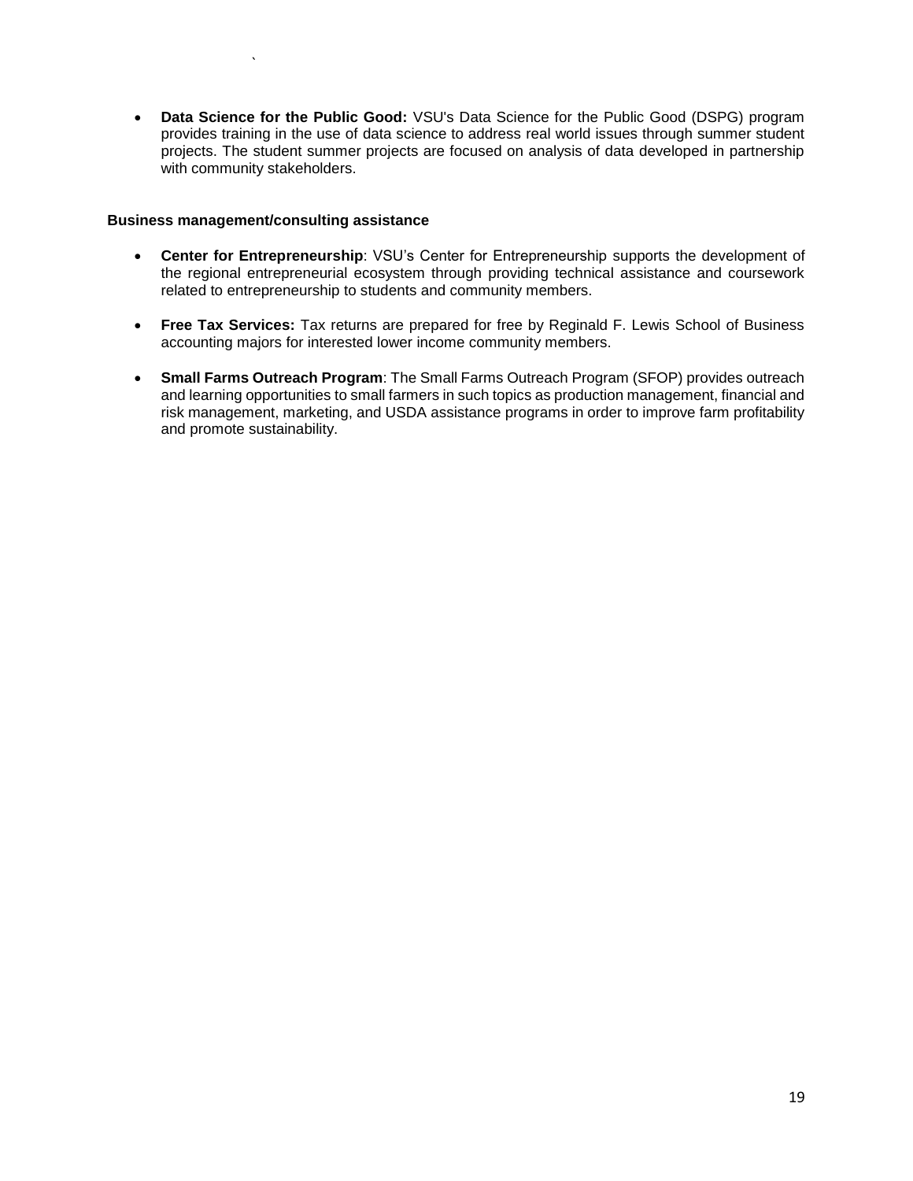- **Data Science for the Public Good:** VSU's Data Science for the Public Good (DSPG) program provides training in the use of data science to address real world issues through summer student projects. The student summer projects are focused on analysis of data developed in partnership with community stakeholders.

**Business management/consulting assistance**

- **Center for Entrepreneurship**: VSU's Center for Entrepreneurship supports the development of the regional entrepreneurial ecosystem through providing technical assistance and coursework related to entrepreneurship to students and community members.
- **Free Tax Services:** Tax returns are prepared for free by Reginald F. Lewis School of Business accounting majors for interested lower income community members.
- **Small Farms Outreach Program**: The Small Farms Outreach Program (SFOP) provides outreach and learning opportunities to small farmers in such topics as production management, financial and risk management, marketing, and USDA assistance programs in order to improve farm profitability and promote sustainability.